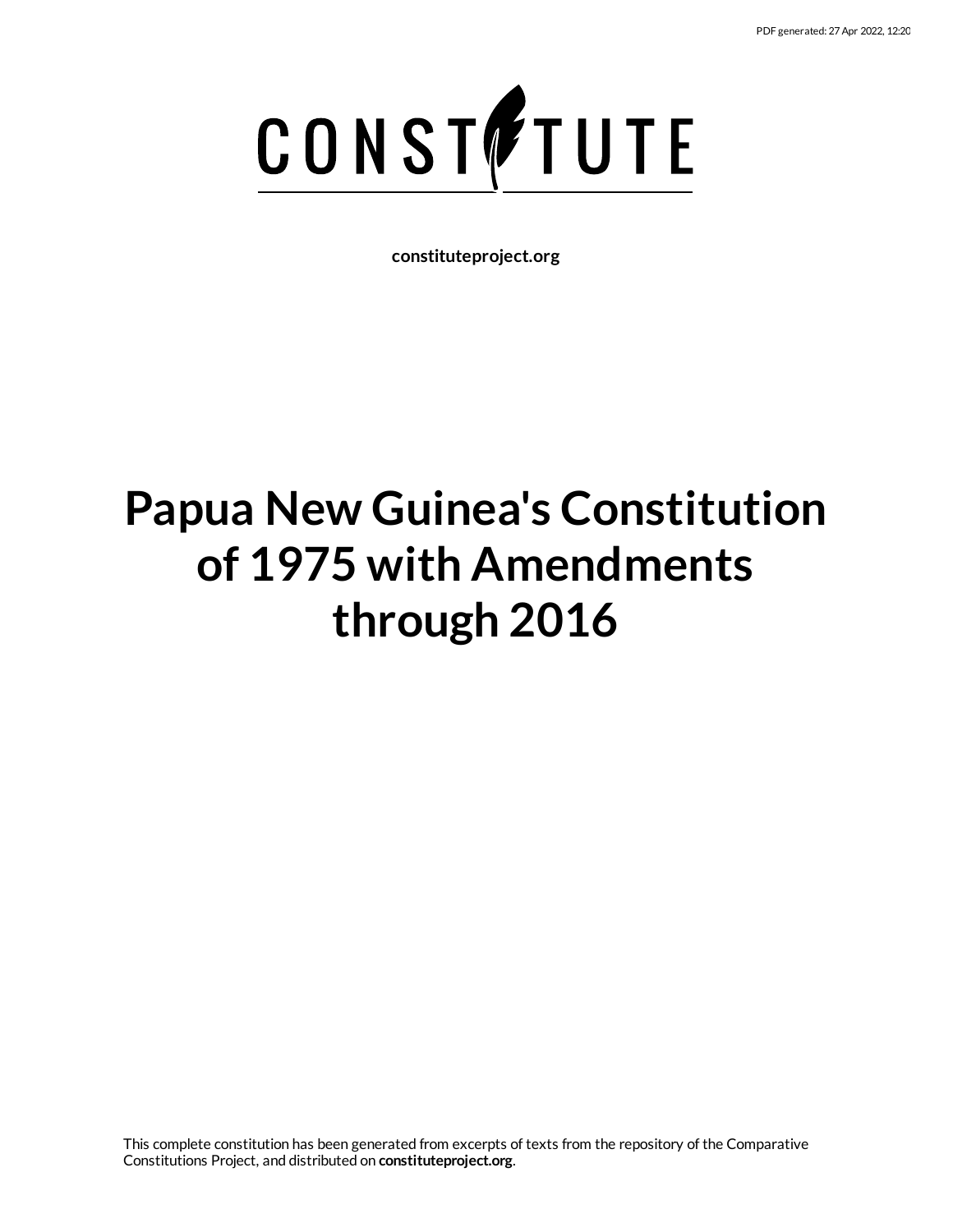PDF generated: 27 Apr 2022, 12:20

CONSTITUTE

**constituteproject.org**

# Papua New Guinea's Constitution of 1975 with Amendments through 2016

This complete constitution has been generated from excerpts of texts from the repository of the Comparative Constitutions Project, and distributed on **constituteproject.org**.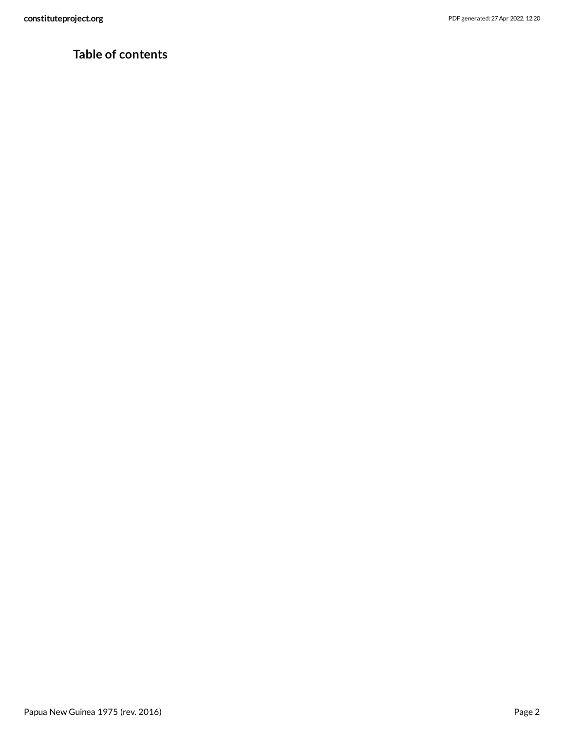## Table of contents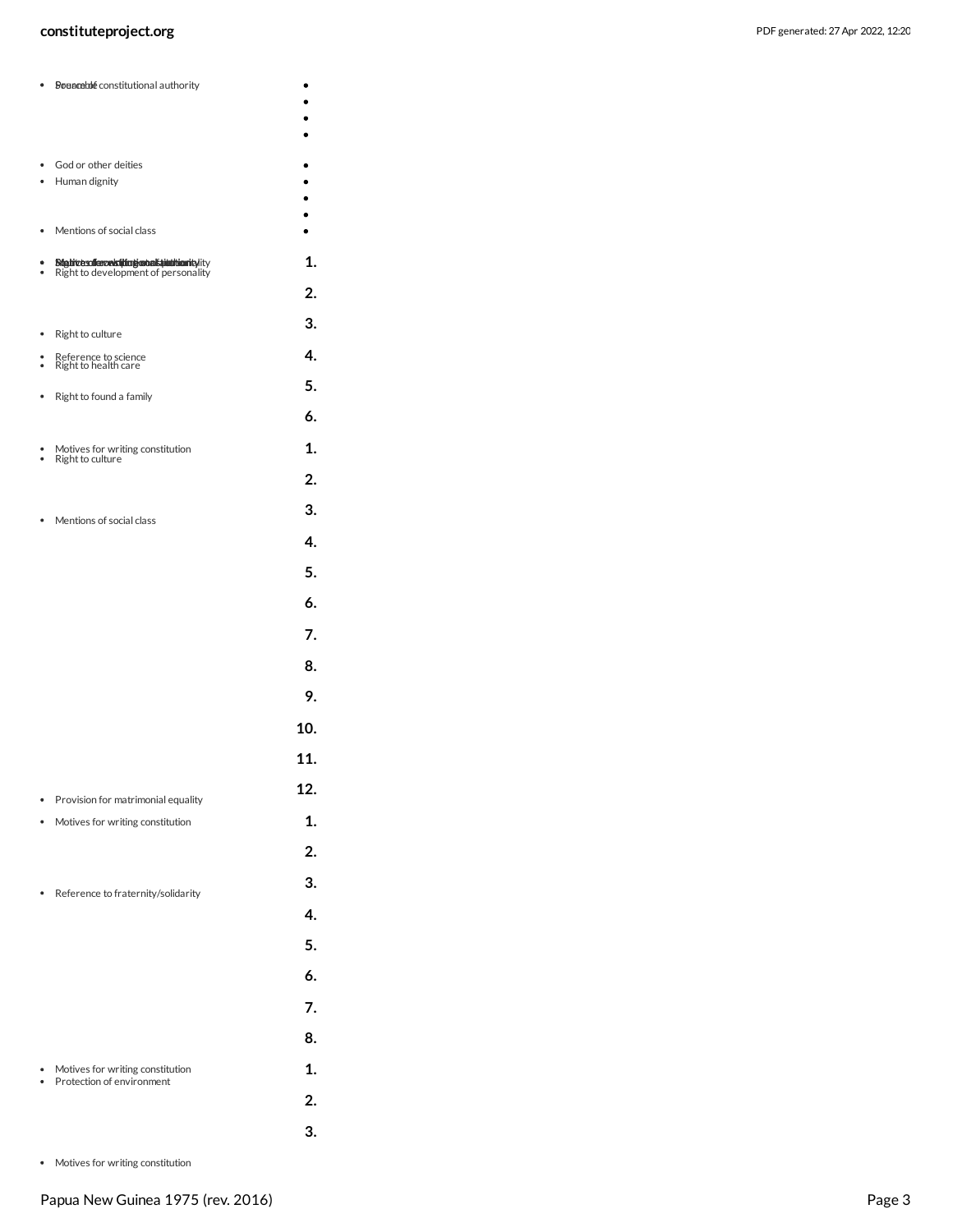- Preamble
- Source of constitutional authority

•
•
•
•

- God or other deities
- Human dignity

•
•
•
•

- Mentions of social class

•

- Motives for writing constitution
- Right to development of personality
- Right to development of personality

**1.**

**2.**

**3.**

- Right to culture

**4.**

- Reference to science
- Right to health care

**5.**

- Right to found a family

**6.**

- Motives for writing constitution
- Right to culture

**1.**

**2.**

**3.**

- Mentions of social class

**4.**

**5.**

**6.**

**7.**

**8.**

**9.**

**10.**

**11.**

**12.**

- Provision for matrimonial equality
- Motives for writing constitution

**1.**

**2.**

**3.**

- Reference to fraternity/solidarity

**4.**

**5.**

**6.**

**7.**

**8.**

- Motives for writing constitution
- Protection of environment

**1.**

**2.**

**3.**

- Motives for writing constitution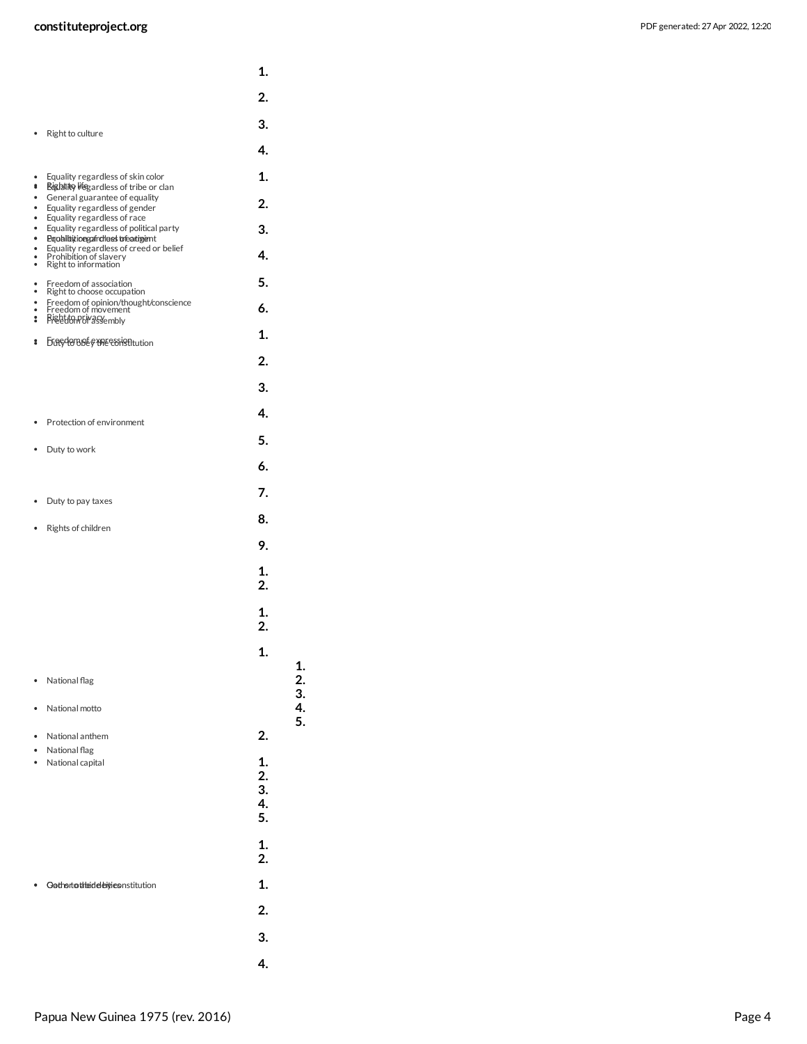1.

2.

- Right to culture

3.

4.

- Equality regardless of skin color
- Right to life
- Equality regardless of tribe or clan
- General guarantee of equality
- Equality regardless of gender
- Equality regardless of race
- Equality regardless of political party
- Prohibition of cruel treatment
- Equality regardless of origin
- Equality regardless of creed or belief
- Prohibition of slavery
- Right to information
- Freedom of association
- Right to choose occupation
- Freedom of opinion/thought/conscience
- Freedom of movement
- Right to privacy
- Freedom of assembly
- Freedom of expression
- Duty to obey the constitution

1.

2.

3.

4.

5.

6.

1.

2.

3.

- Protection of environment

4.

- Duty to work

5.

6.

- Duty to pay taxes

7.

- Rights of children

8.

9.

1.
2.

1.
2.

1.

- National flag
- National motto

1.
2.
3.
4.
5.

- National anthem
- National flag
- National capital

2.

1.
2.
3.
4.
5.

1.
2.

- God or other deities
- Oath to abide by constitution

1.

2.

3.

4.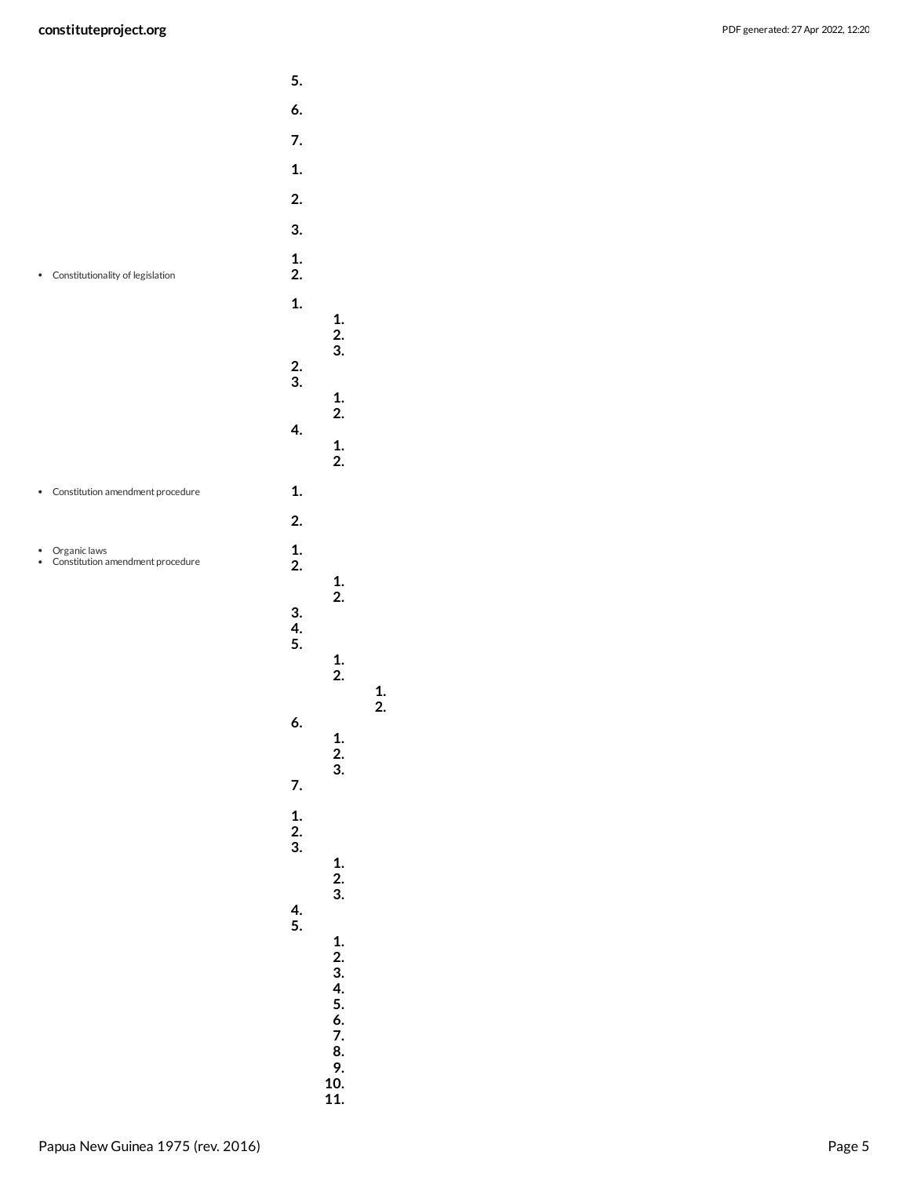5.

6.

7.

1.

2.

3.

- Constitutionality of legislation

1.
2.

1.
    1.
    2.
    3.
2.
3.
    1.
    2.
4.
    1.
    2.

- Constitution amendment procedure

1.

2.

- Organic laws
- Constitution amendment procedure

1.
2.
    1.
    2.
3.
4.
5.
    1.
    2.
        1.
        2.
6.
    1.
    2.
    3.
7.

1.
2.
3.
    1.
    2.
    3.
4.
5.
    1.
    2.
    3.
    4.
    5.
    6.
    7.
    8.
    9.
    10.
    11.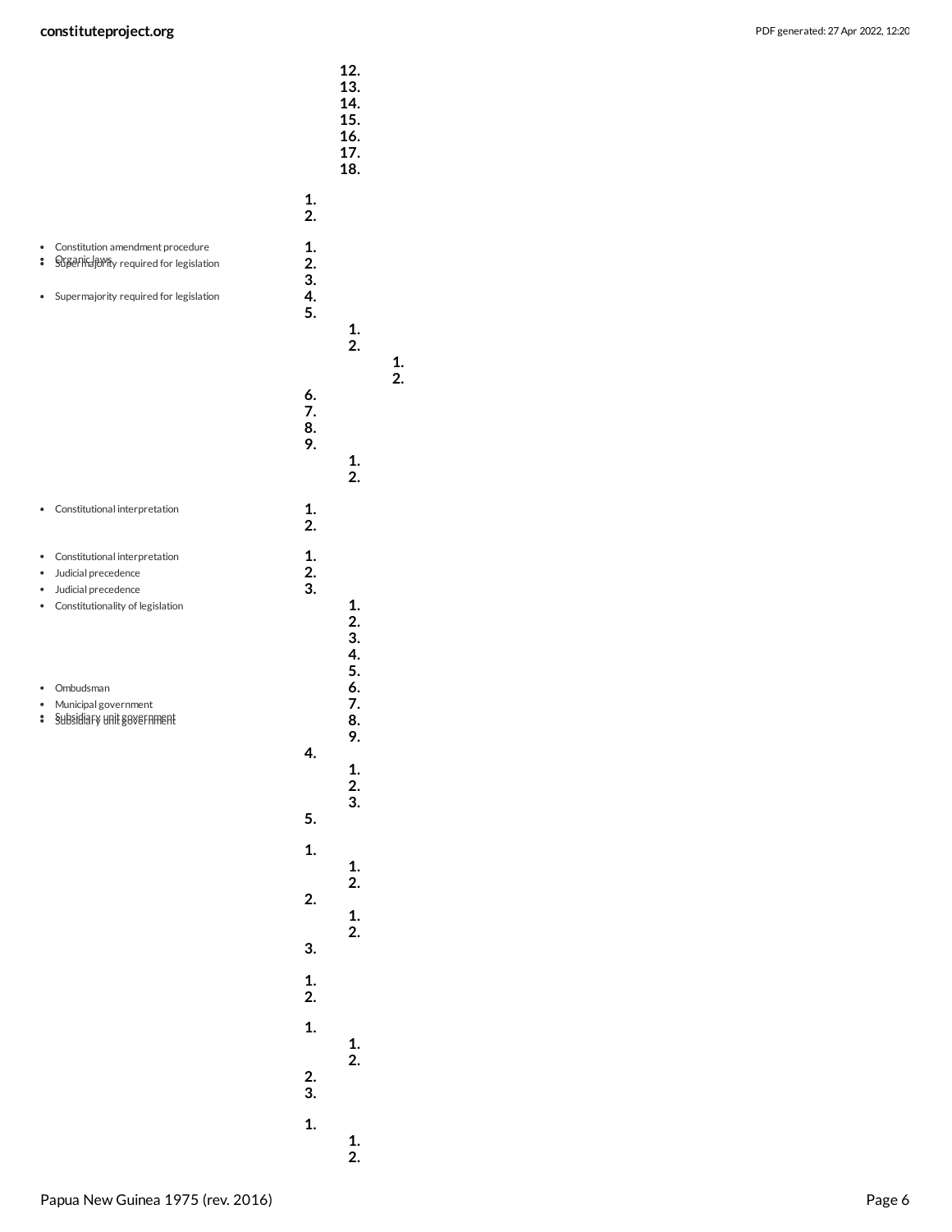12.
13.
14.
15.
16.
17.
18.

1.
2.

- Constitution amendment procedure
- Organic laws
- Supermajority required for legislation

1.
2.
3.

- Supermajority required for legislation

4.
5.
1.
2.
1.
2.
6.
7.
8.
9.
1.
2.

- Constitutional interpretation

1.
2.

- Constitutional interpretation
- Judicial precedence
- Judicial precedence
- Constitutionality of legislation

1.
2.
3.
1.
2.
3.
4.
5.

- Ombudsman
- Municipal government
- Subsidiary unit government
- Subsidiary unit government

6.
7.
8.
9.
4.
1.
2.
3.
5.

1.
1.
2.
2.
1.
2.
3.

1.
2.

1.
1.
2.
2.
3.

1.
1.
2.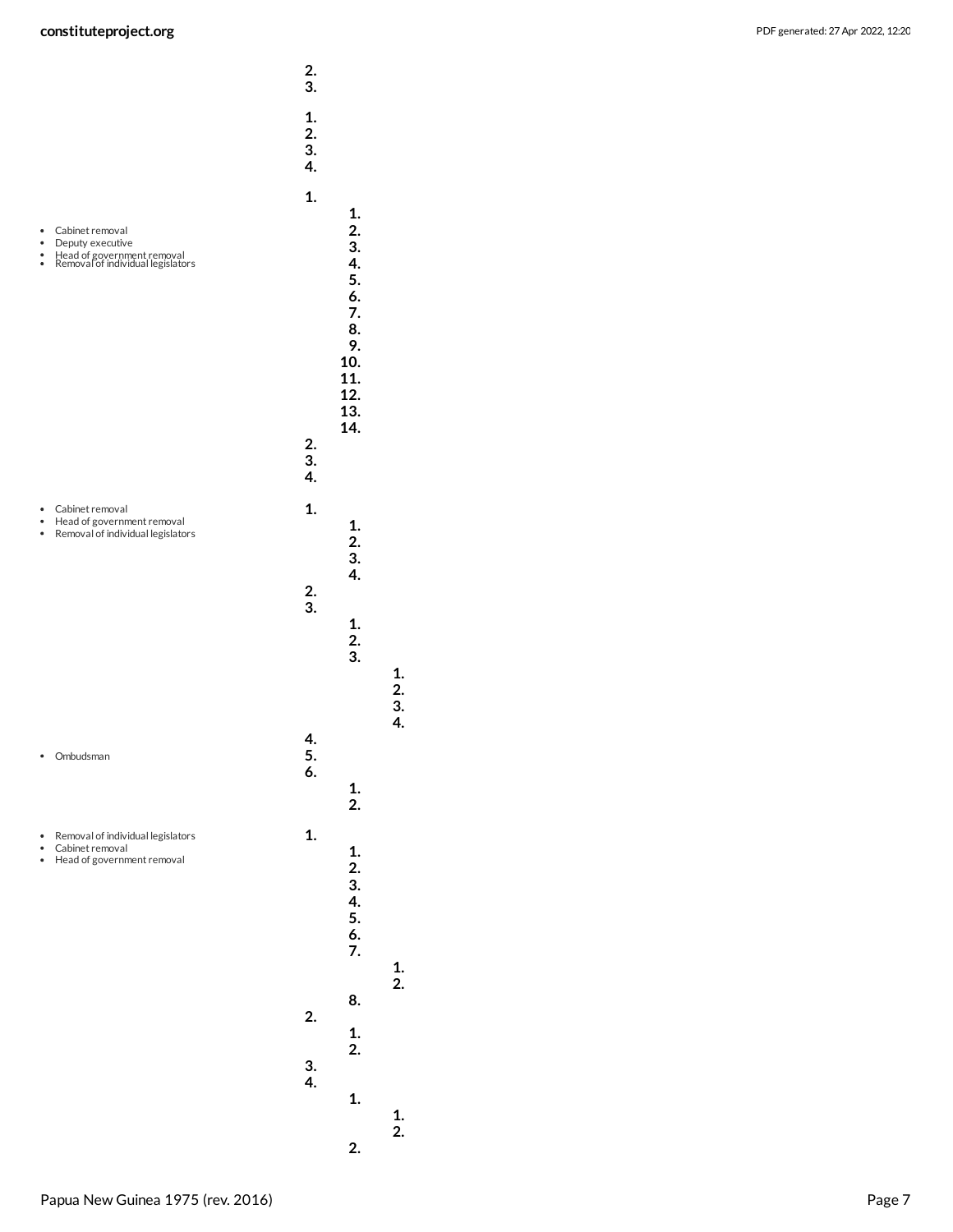2.
3.

1.
2.
3.
4.

- Cabinet removal
- Deputy executive
- Head of government removal
- Removal of individual legislators

1.
    1.
    2.
    3.
    4.
    5.
    6.
    7.
    8.
    9.
    10.
    11.
    12.
    13.
    14.
2.
3.
4.

- Cabinet removal
- Head of government removal
- Removal of individual legislators

1.
    1.
    2.
    3.
    4.
2.
3.
    1.
    2.
    3.
        1.
        2.
        3.
        4.
4.
5.
6.
    1.
    2.

- Ombudsman

- Removal of individual legislators
- Cabinet removal
- Head of government removal

1.
    1.
    2.
    3.
    4.
    5.
    6.
    7.
        1.
        2.
    8.
2.
    1.
    2.
3.
4.
    1.
        1.
        2.
    2.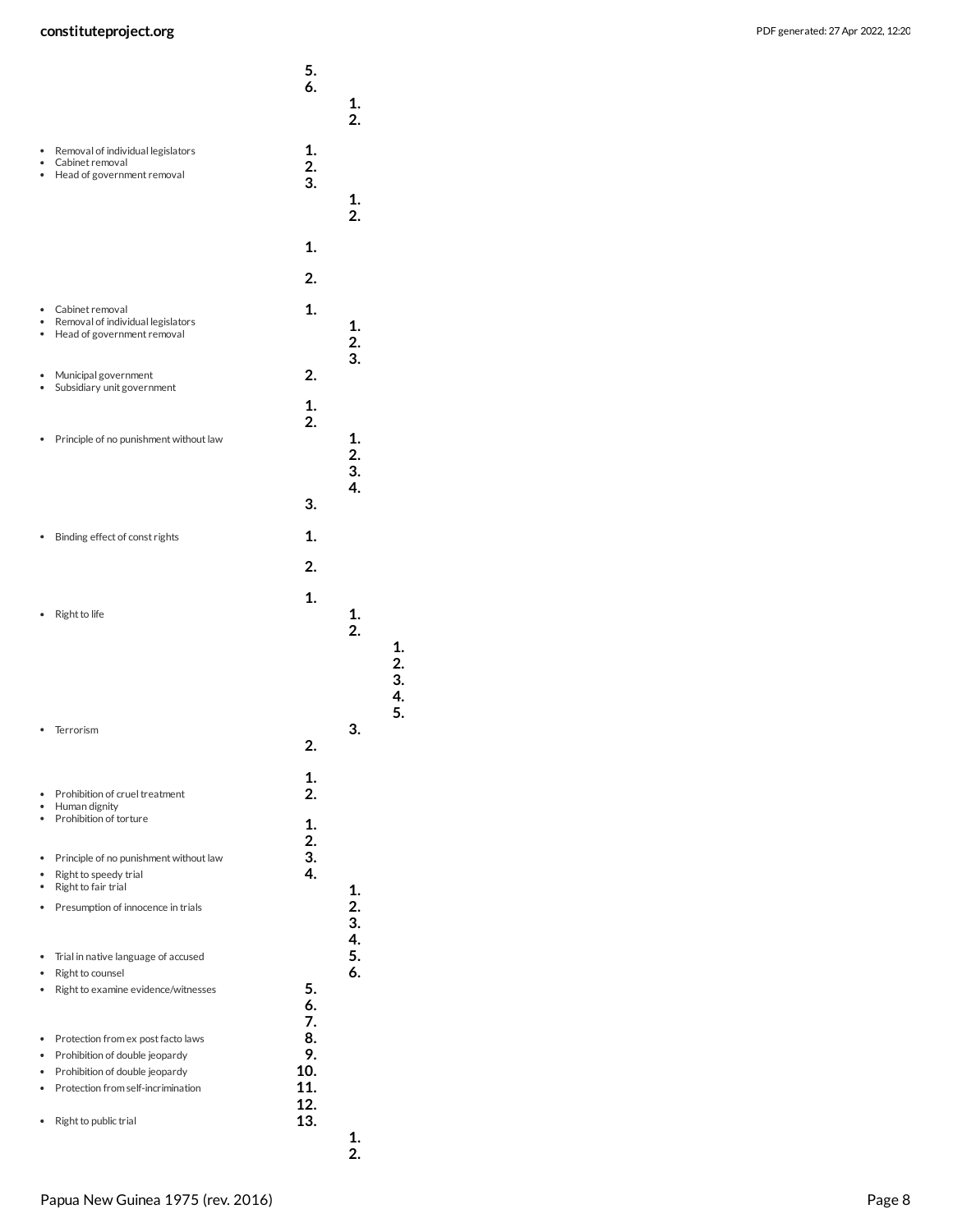5.
6.
1.
2.

- Removal of individual legislators
- Cabinet removal
- Head of government removal

1.
2.
3.
1.
2.

1.

2.

- Cabinet removal
- Removal of individual legislators
- Head of government removal

1.
1.
2.
3.

- Municipal government
- Subsidiary unit government

2.

1.
2.

- Principle of no punishment without law

1.
2.
3.
4.
3.

- Binding effect of const rights

1.

2.

1.

- Right to life

1.
2.
1.
2.
3.
4.
5.

- Terrorism

3.
2.

1.

- Prohibition of cruel treatment
- Human dignity
- Prohibition of torture

2.

1.
2.

- Principle of no punishment without law

3.

- Right to speedy trial
- Right to fair trial

4.
1.

- Presumption of innocence in trials

2.
3.
4.

- Trial in native language of accused

5.

- Right to counsel

6.

- Right to examine evidence/witnesses

5.
6.
7.

- Protection from ex post facto laws

8.

- Prohibition of double jeopardy

9.

- Prohibition of double jeopardy

10.

- Protection from self-incrimination

11.
12.

- Right to public trial

13.
1.
2.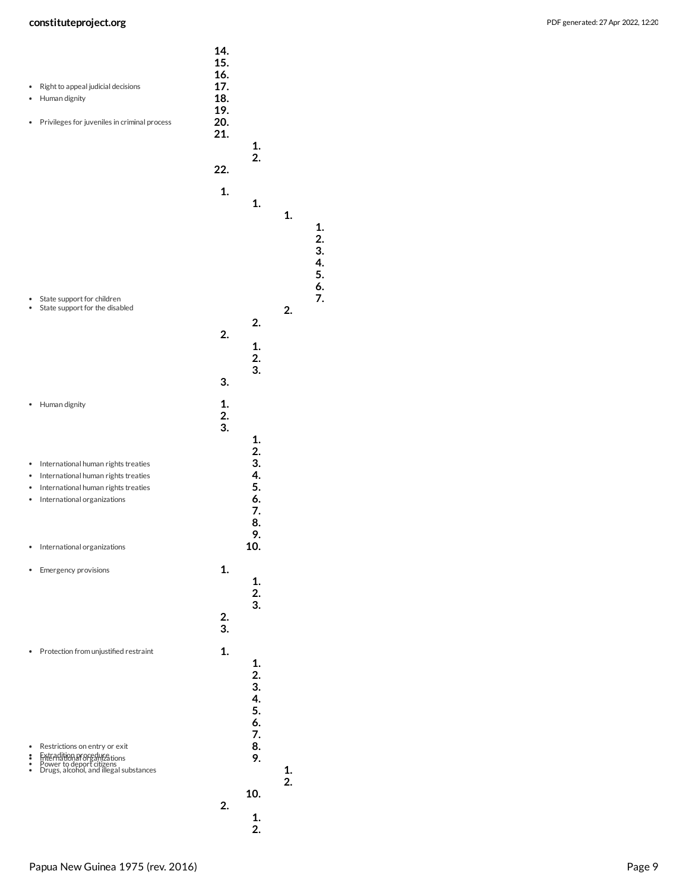- Right to appeal judicial decisions
- Human dignity
- Privileges for juveniles in criminal process

14.
15.
16.
17.
18.
19.
20.
21.
1.
2.
22.

1.
1.
1.
1.
2.
3.
4.
5.
6.
7.

- State support for children
- State support for the disabled

2.
2.
2.
1.
2.
3.
3.

- Human dignity

1.
2.
3.
1.
2.
3.
4.
5.
6.
7.
8.
9.
10.

- International human rights treaties
- International human rights treaties
- International human rights treaties
- International organizations
- International organizations

- Emergency provisions

1.
1.
2.
3.
2.
3.

- Protection from unjustified restraint

1.
1.
2.
3.
4.
5.
6.
7.
8.
9.
1.
2.
10.
2.
1.
2.

- Restrictions on entry or exit
- Extradition procedure
- International organizations
- Power to deport citizens
- Drugs, alcohol, and illegal substances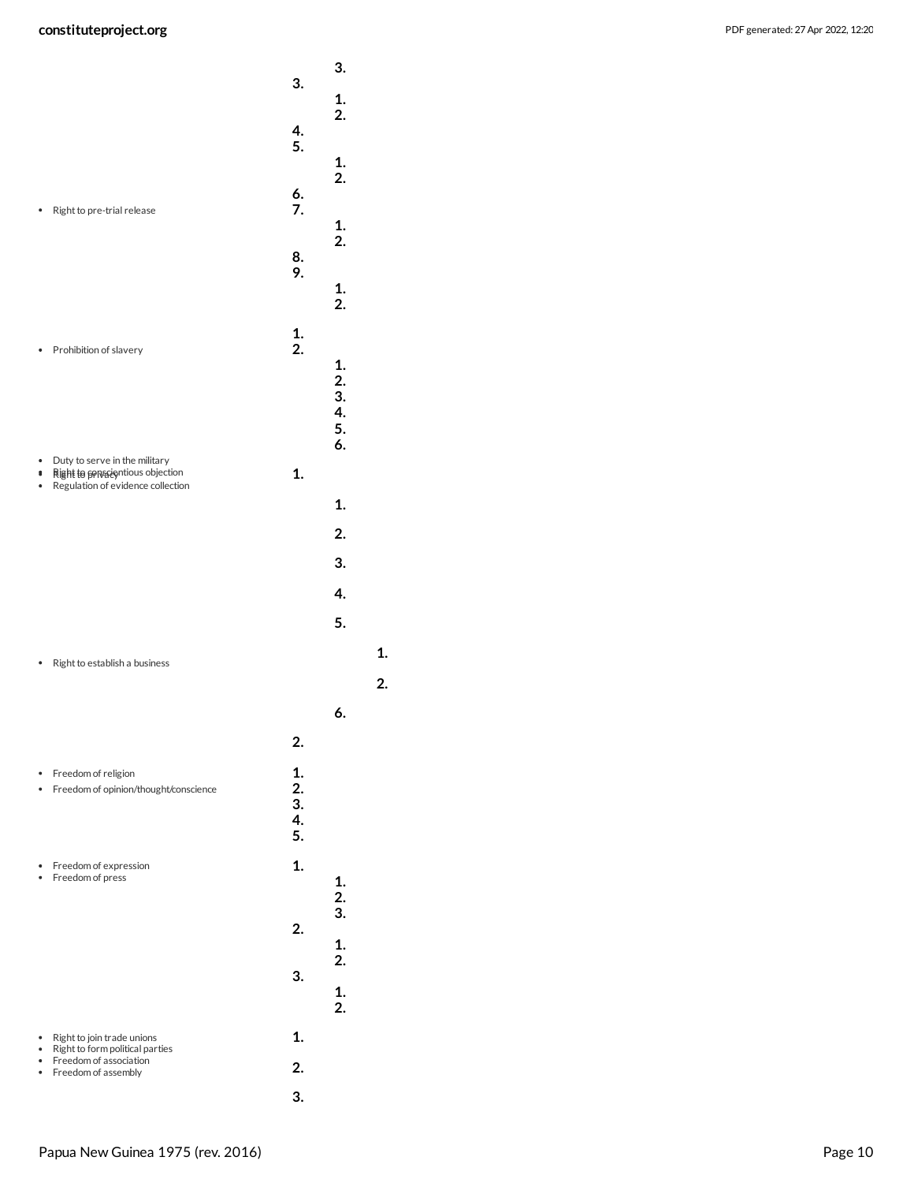3.

3.

1.

2.

4.

5.

1.

2.

6.

- Right to pre-trial release

7.

1.

2.

8.

9.

1.

2.

1.

- Prohibition of slavery

2.

1.

2.

3.

4.

5.

6.

- Duty to serve in the military
- Right to conscientious objection
- Right to privacy
- Regulation of evidence collection

1.

1.

2.

3.

4.

5.

1.

- Right to establish a business

2.

6.

2.

- Freedom of religion
- Freedom of opinion/thought/conscience

1.

2.

3.

4.

5.

- Freedom of expression
- Freedom of press

1.

1.

2.

3.

2.

1.

2.

3.

1.

2.

- Right to join trade unions
- Right to form political parties
- Freedom of association
- Freedom of assembly

1.

2.

3.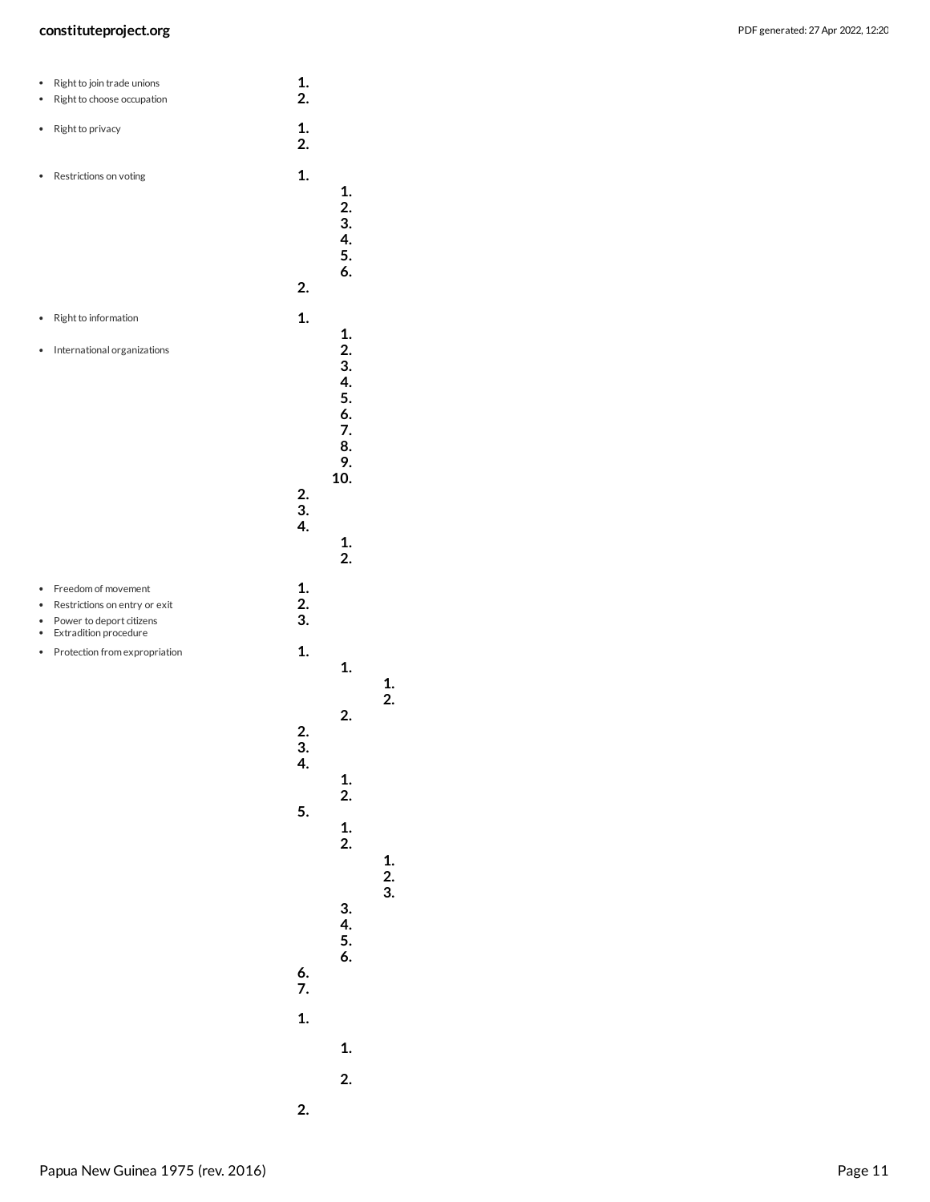- Right to join trade unions
- Right to choose occupation

1.
2.

- Right to privacy

1.
2.

- Restrictions on voting

1.
    1.
    2.
    3.
    4.
    5.
    6.
2.

- Right to information
- International organizations

1.
    1.
    2.
    3.
    4.
    5.
    6.
    7.
    8.
    9.
    10.
2.
3.
4.
    1.
    2.

- Freedom of movement
- Restrictions on entry or exit
- Power to deport citizens
- Extradition procedure

1.
2.
3.

- Protection from expropriation

1.
    1.
        1.
        2.
    2.
2.
3.
4.
    1.
    2.
5.
    1.
    2.
        1.
        2.
        3.
    3.
    4.
    5.
    6.
6.
7.

1.
    1.
    2.
2.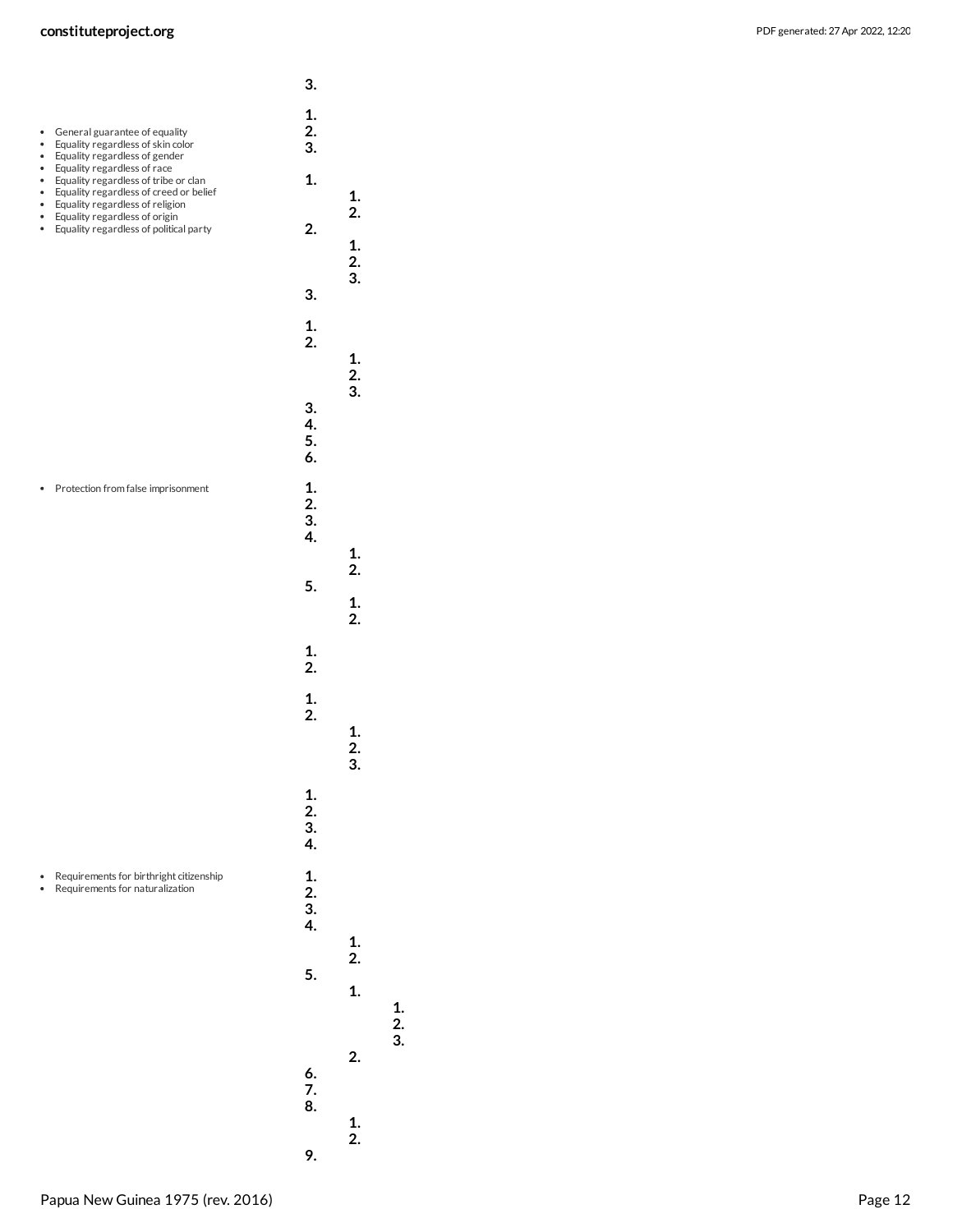- General guarantee of equality
- Equality regardless of skin color
- Equality regardless of gender
- Equality regardless of race
- Equality regardless of tribe or clan
- Equality regardless of creed or belief
- Equality regardless of religion
- Equality regardless of origin
- Equality regardless of political party

- Protection from false imprisonment

- Requirements for birthright citizenship
- Requirements for naturalization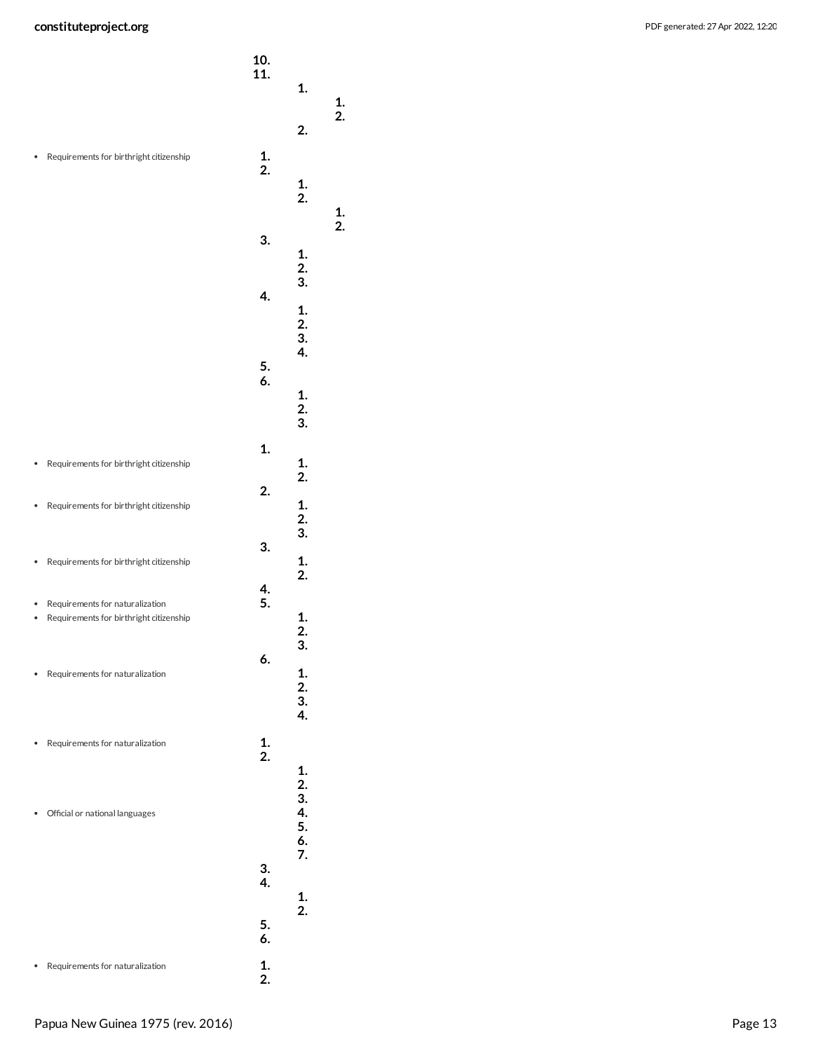10.
11.
  1.
    1.
    2.
  2.

- Requirements for birthright citizenship

1.
2.
  1.
  2.
    1.
    2.
3.
  1.
  2.
  3.
4.
  1.
  2.
  3.
  4.
5.
6.
  1.
  2.
  3.

1.

- Requirements for birthright citizenship

  1.
  2.

2.

- Requirements for birthright citizenship

  1.
  2.
  3.

3.

- Requirements for birthright citizenship

  1.
  2.

4.
5.

- Requirements for naturalization
- Requirements for birthright citizenship

  1.
  2.
  3.

6.

- Requirements for naturalization

  1.
  2.
  3.
  4.

- Requirements for naturalization

1.
2.
  1.
  2.
  3.
  4.
  5.
  6.
  7.

- Official or national languages

3.
4.
  1.
  2.
5.
6.

- Requirements for naturalization

1.
2.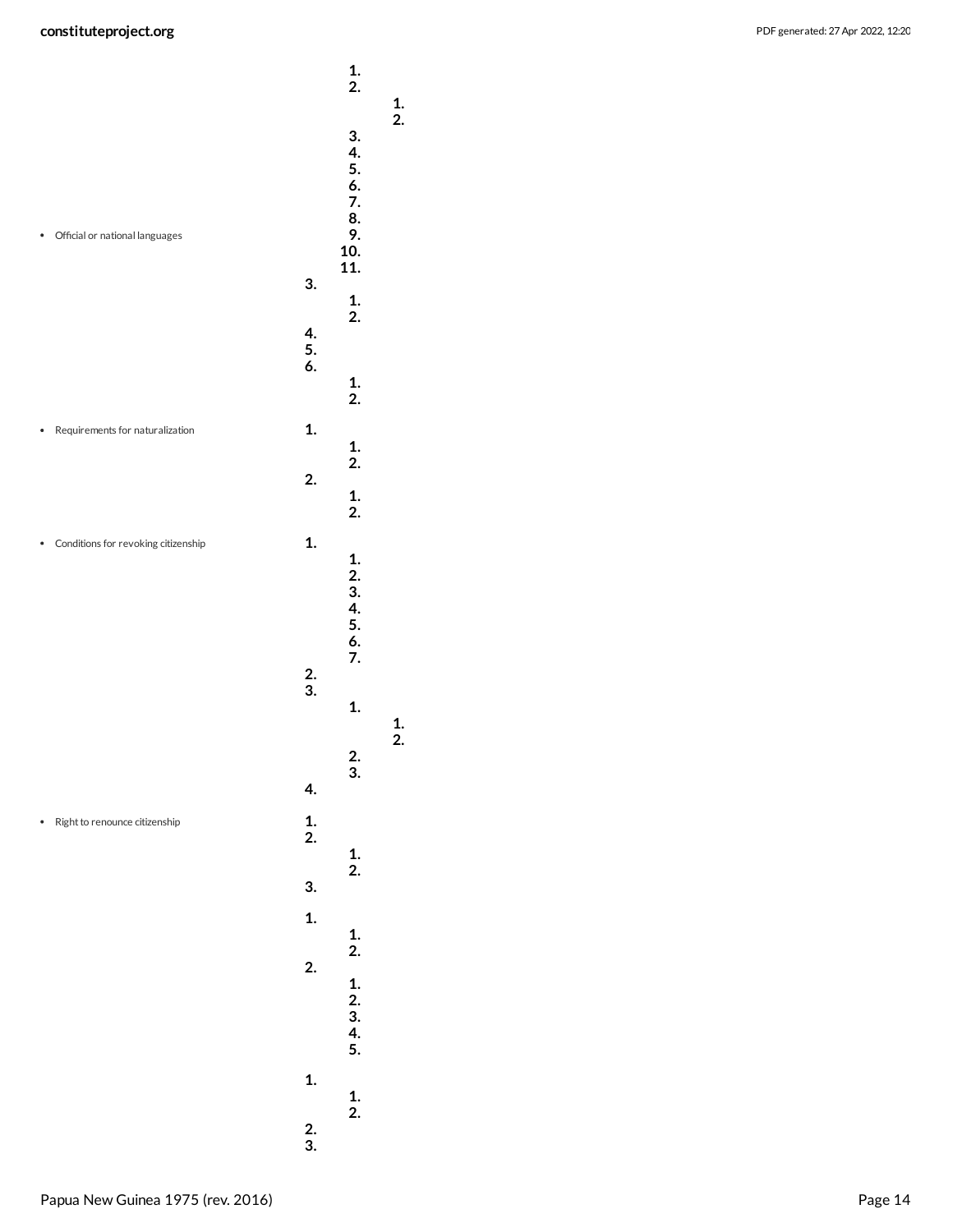- Official or national languages

- Requirements for naturalization

- Conditions for revoking citizenship

- Right to renounce citizenship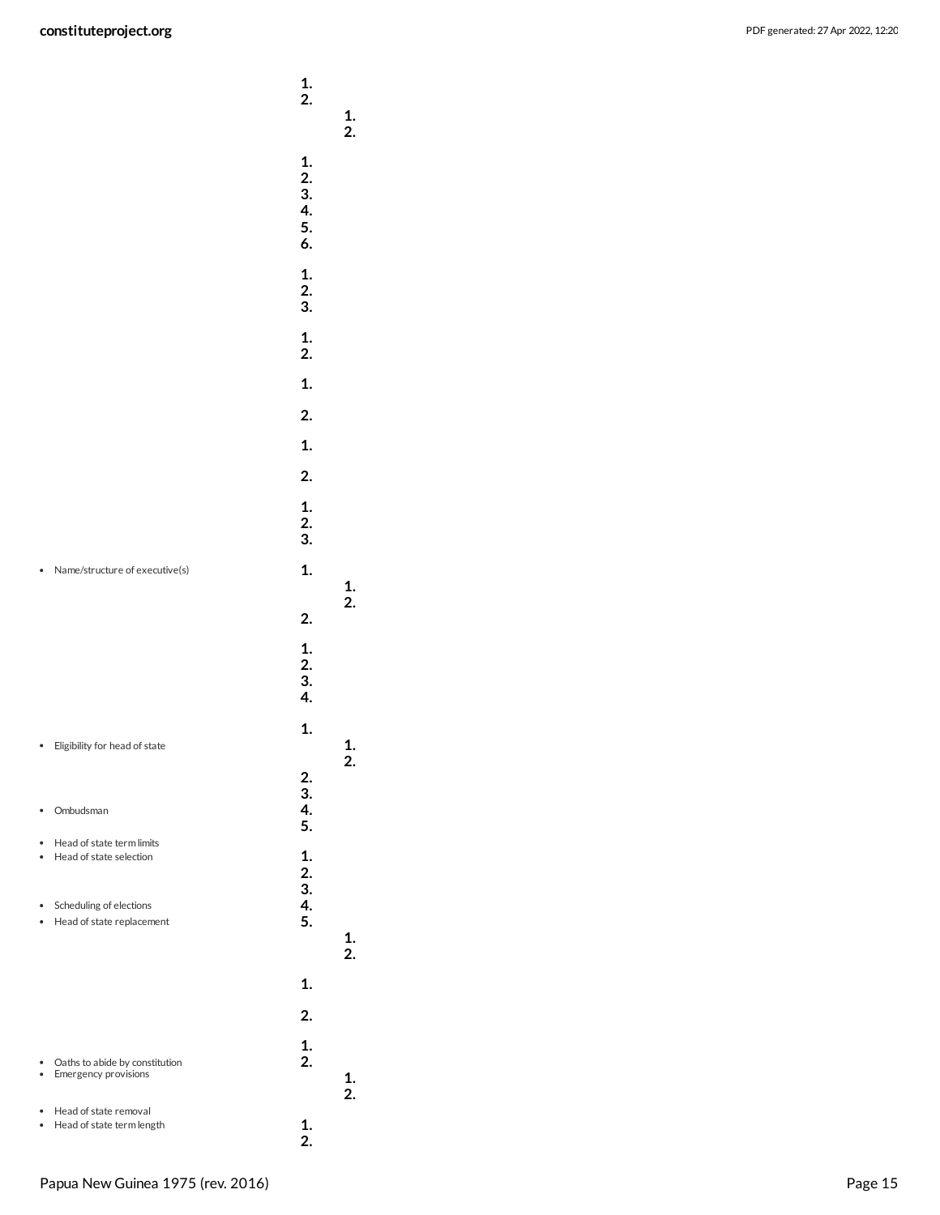1.
2.
   1.
   2.

1.
2.
3.
4.
5.
6.

1.
2.
3.

1.
2.

1.

2.

1.

2.

1.
2.
3.

- Name/structure of executive(s)

1.
   1.
   2.
2.

1.
2.
3.
4.

1.

- Eligibility for head of state

   1.
   2.
2.
3.

- Ombudsman

4.
5.

- Head of state term limits
- Head of state selection

1.
2.
3.

- Scheduling of elections

4.

- Head of state replacement

5.
   1.
   2.

1.

2.

1.

- Oaths to abide by constitution
- Emergency provisions

2.
   1.
   2.

- Head of state removal
- Head of state term length

1.
2.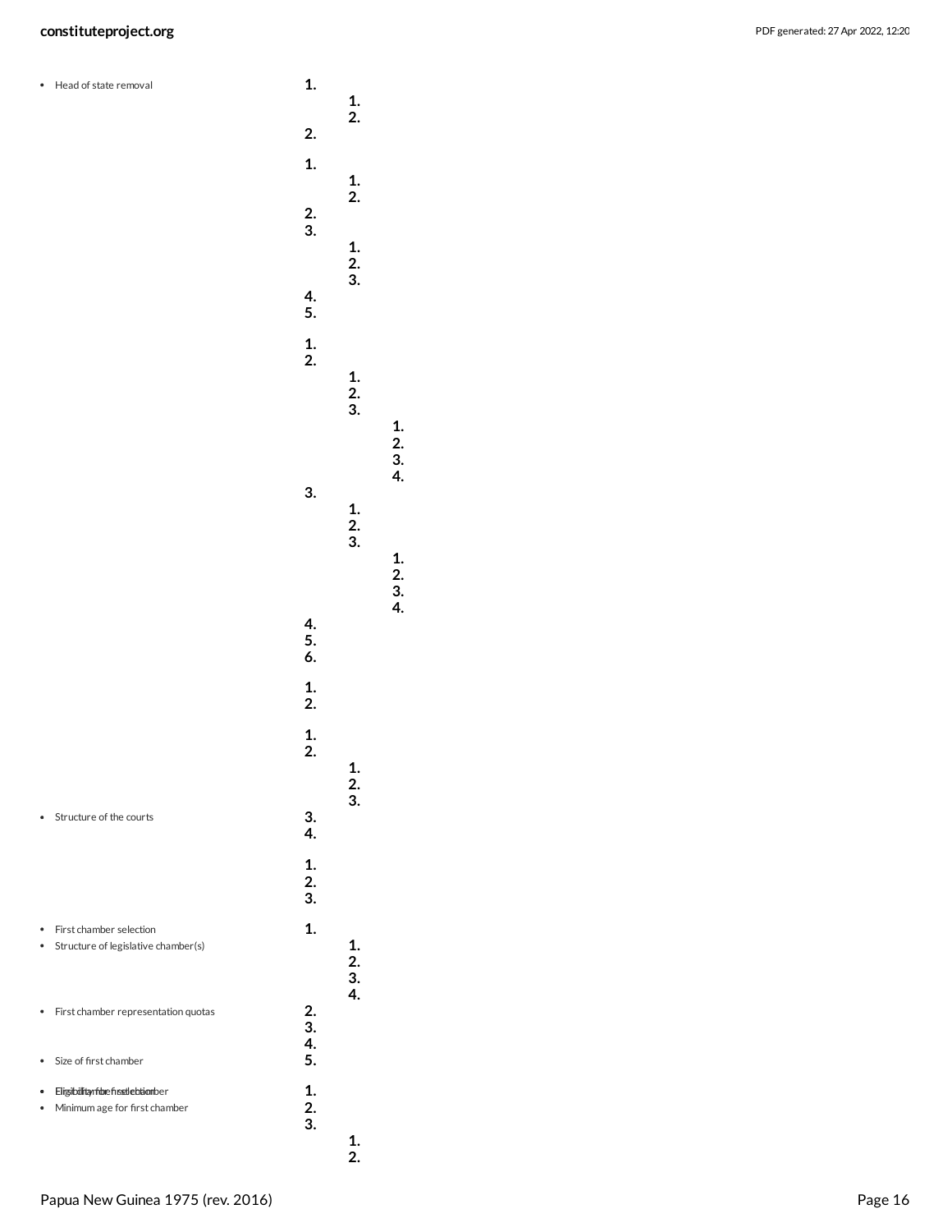- Head of state removal

1.
    1.
    2.
2.

1.
    1.
    2.
2.
3.
    1.
    2.
    3.
4.
5.

1.
2.
    1.
    2.
    3.
        1.
        2.
        3.
        4.
3.
    1.
    2.
    3.
        1.
        2.
        3.
        4.
4.
5.
6.

1.
2.

1.
2.
    1.
    2.
    3.

- Structure of the courts

3.
4.

1.
2.
3.

- First chamber selection
- Structure of legislative chamber(s)

1.
    1.
    2.
    3.
    4.

- First chamber representation quotas

2.
3.
4.

- Size of first chamber

5.

- Eligibility for first chamber
- First chamber selection
- Minimum age for first chamber

1.
2.
3.
    1.
    2.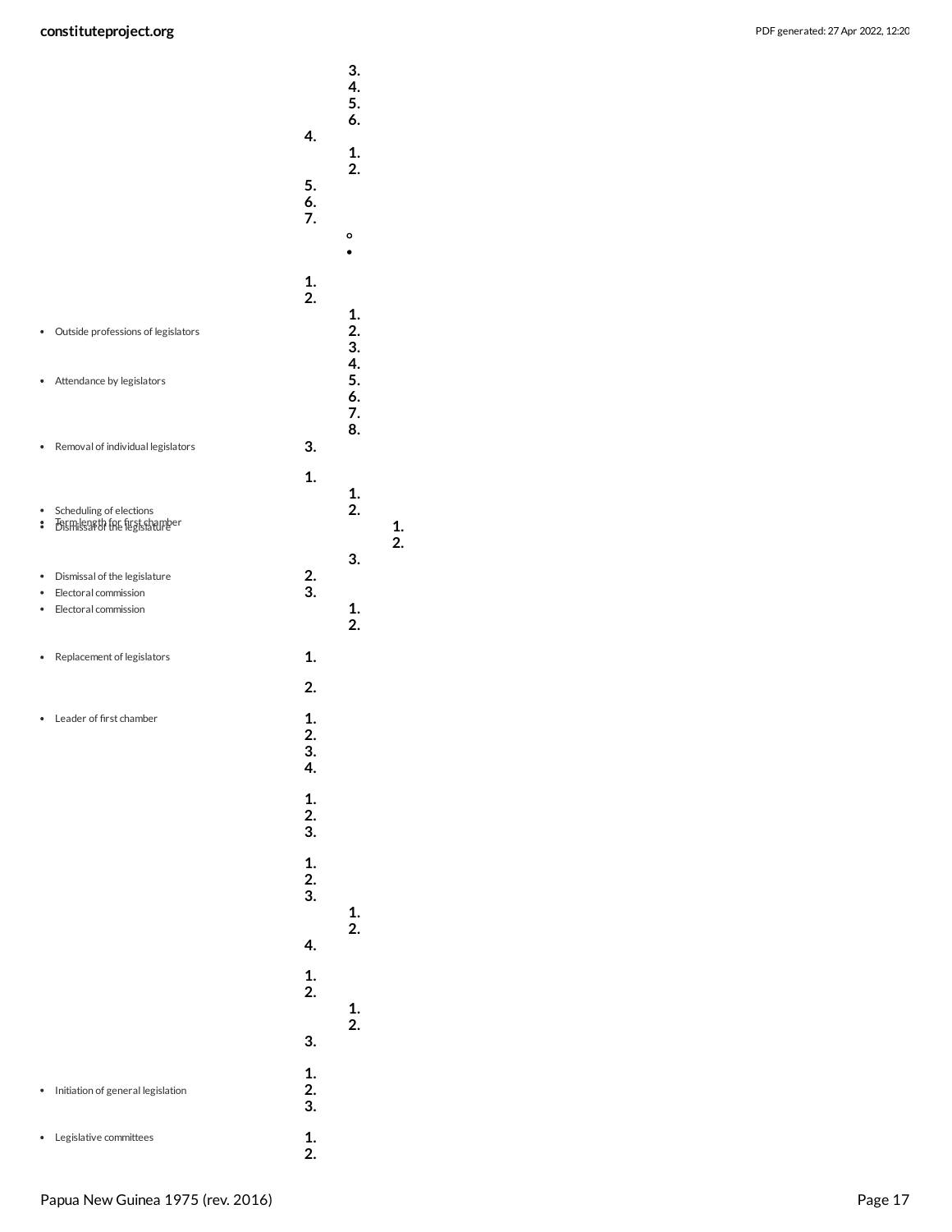3.
4.
5.
6.

4.
1.
2.

5.
6.
7.

- Outside professions of legislators
- Attendance by legislators
- Removal of individual legislators
- Scheduling of elections
- Term length for first chamber
- Dismissal of the legislature
- Dismissal of the legislature
- Electoral commission
- Electoral commission
- Replacement of legislators
- Leader of first chamber
- Initiation of general legislation
- Legislative committees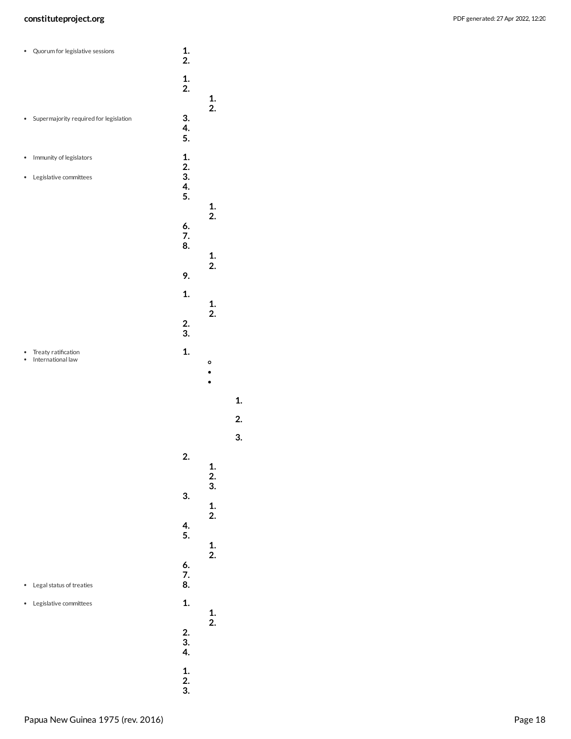- Quorum for legislative sessions

1.
2.

1.
2.
    1.
    2.
3.
4.
5.

- Supermajority required for legislation

- Immunity of legislators
- Legislative committees

1.
2.
3.
4.
5.
    1.
    2.
6.
7.
8.
    1.
    2.
9.

1.
    1.
    2.
2.
3.

- Treaty ratification
- International law

1.
    - 
    - 
    - 
        1.
        2.
        3.
2.
    1.
    2.
    3.
3.
    1.
    2.
4.
5.
    1.
    2.
6.
7.
8.

- Legal status of treaties

- Legislative committees

1.
    1.
    2.
2.
3.
4.

1.
2.
3.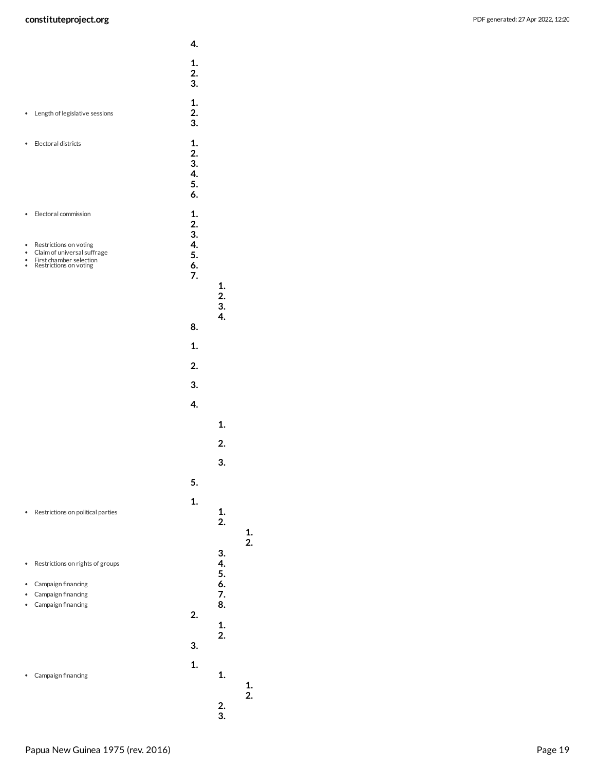4.

1.
2.
3.

- Length of legislative sessions

1.
2.
3.

- Electoral districts

1.
2.
3.
4.
5.
6.

- Electoral commission
- Restrictions on voting
- Claim of universal suffrage
- First chamber selection
- Restrictions on voting

1.
2.
3.
4.
5.
6.
7.
    1.
    2.
    3.
    4.
8.

1.

2.

3.

4.

    1.

    2.

    3.

5.

- Restrictions on political parties
- Restrictions on rights of groups
- Campaign financing
- Campaign financing
- Campaign financing

1.
    1.
    2.
        1.
        2.
    3.
    4.
    5.
    6.
    7.
    8.
2.
    1.
    2.
3.

- Campaign financing

1.
    1.
        1.
        2.
    2.
    3.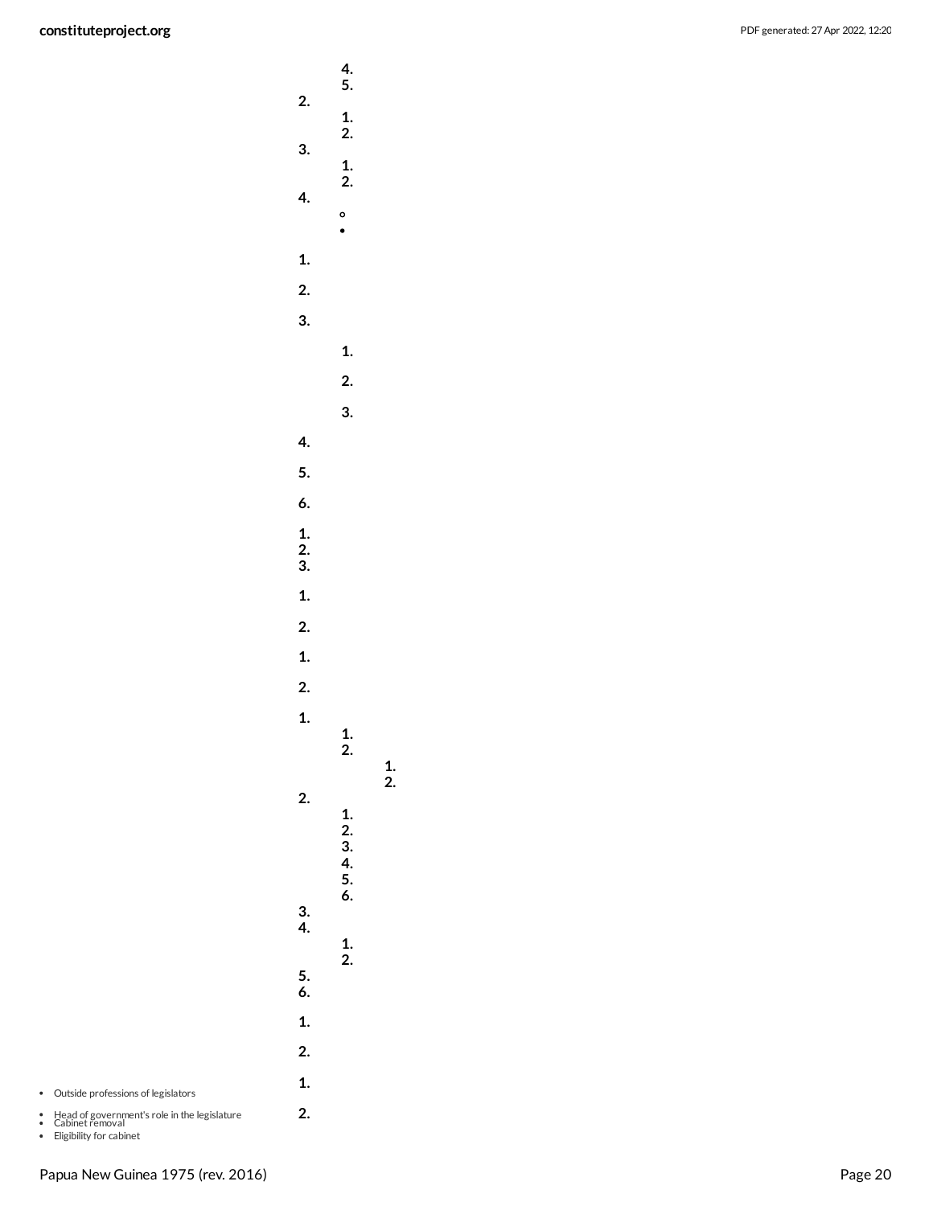4.
    5.
2.
    1.
    2.
3.
    1.
    2.
4.
    ◦
    •

1.

2.

3.

    1.

    2.

    3.

4.

5.

6.

1.
2.
3.

1.

2.

1.

2.

1.
    1.
    2.
        1.
        2.
2.
    1.
    2.
    3.
    4.
    5.
    6.
3.
4.
    1.
    2.
5.
6.

1.

2.

1.

2.

- Outside professions of legislators
- Head of government's role in the legislature
- Cabinet removal
- Eligibility for cabinet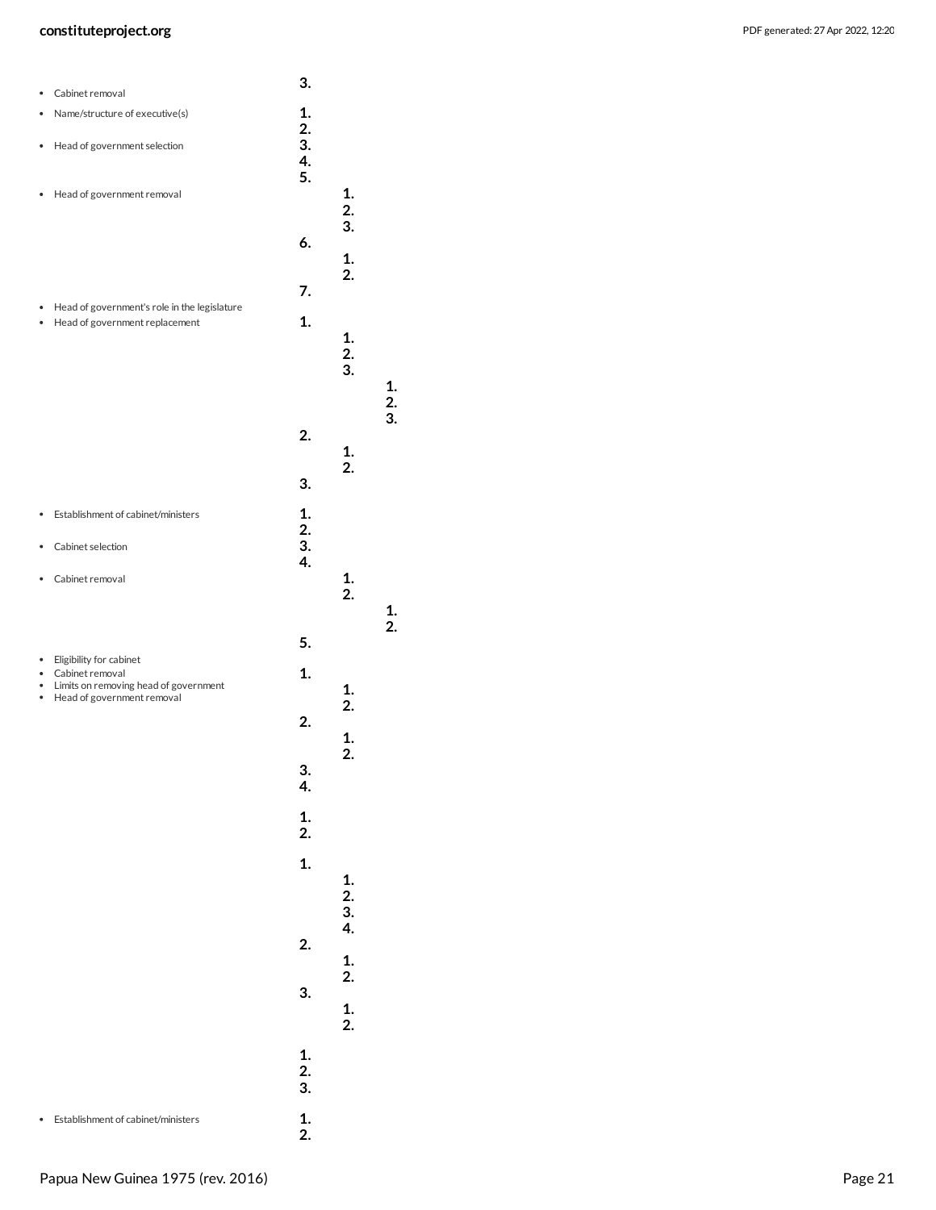- Cabinet removal

3.

- Name/structure of executive(s)
- Head of government selection
- Head of government removal

1.
2.
3.
4.
5.
    1.
    2.
    3.
6.
    1.
    2.
7.

- Head of government's role in the legislature
- Head of government replacement

1.
    1.
    2.
    3.
        1.
        2.
        3.
2.
    1.
    2.
3.

- Establishment of cabinet/ministers
- Cabinet selection
- Cabinet removal

1.
2.
3.
4.
    1.
    2.
        1.
        2.
5.

- Eligibility for cabinet
- Cabinet removal
- Limits on removing head of government
- Head of government removal

1.
    1.
    2.
2.
    1.
    2.
3.
4.

1.
2.

1.
    1.
    2.
    3.
    4.
2.
    1.
    2.
3.
    1.
    2.

1.
2.
3.

- Establishment of cabinet/ministers

1.
2.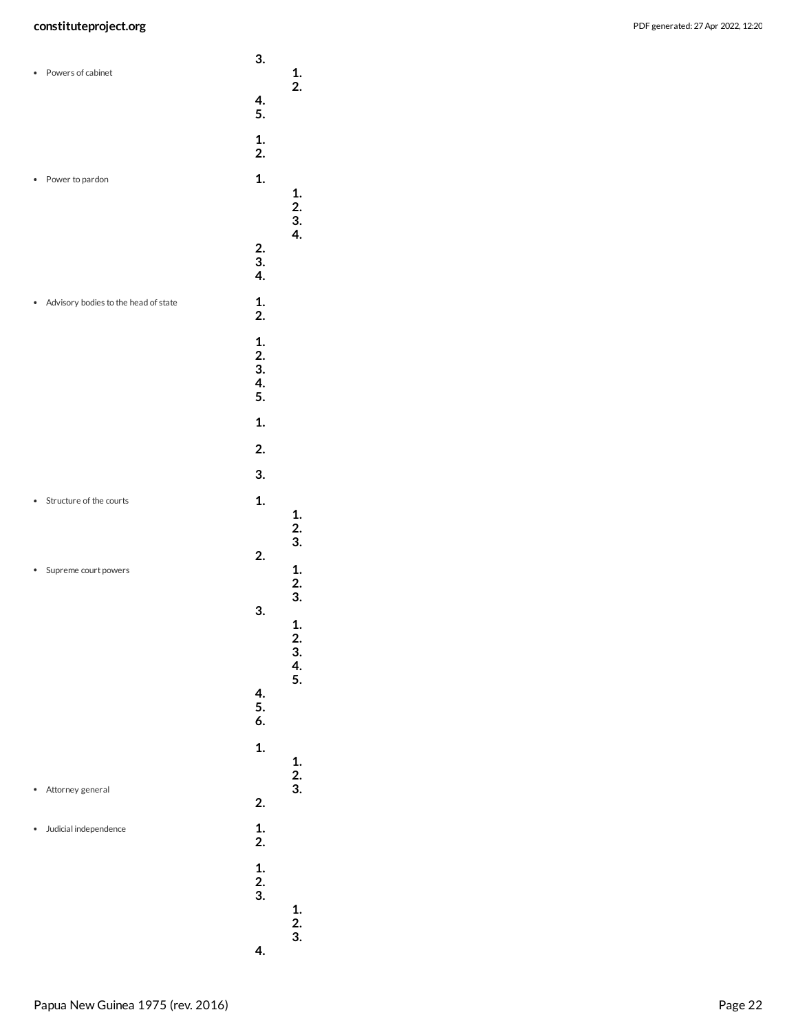- Powers of cabinet

3.
   1.
   2.
4.
5.

1.
2.

- Power to pardon

1.
   1.
   2.
   3.
   4.
2.
3.
4.

- Advisory bodies to the head of state

1.
2.

1.
2.
3.
4.
5.

1.

2.

3.

- Structure of the courts

1.
   1.
   2.
   3.
2.

- Supreme court powers

   1.
   2.
   3.
3.
   1.
   2.
   3.
   4.
   5.
4.
5.
6.

1.
   1.
   2.
   3.

- Attorney general

2.

- Judicial independence

1.
2.

1.
2.
3.
   1.
   2.
   3.
4.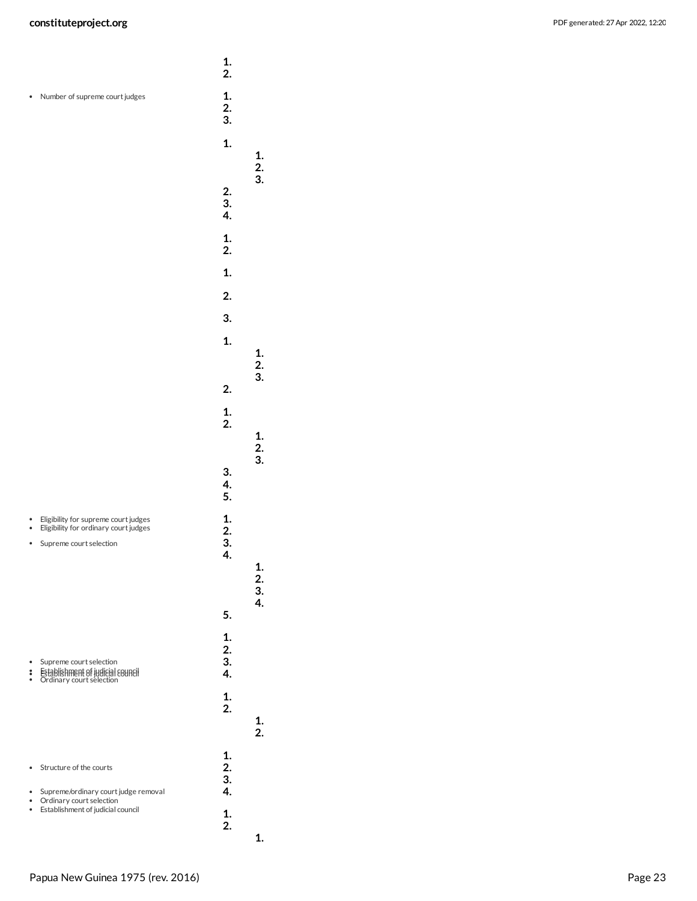- Number of supreme court judges

- Eligibility for supreme court judges
- Eligibility for ordinary court judges
- Supreme court selection

- Supreme court selection
- Establishment of judicial council
- Ordinary court selection

- Structure of the courts

- Supreme/ordinary court judge removal
- Ordinary court selection
- Establishment of judicial council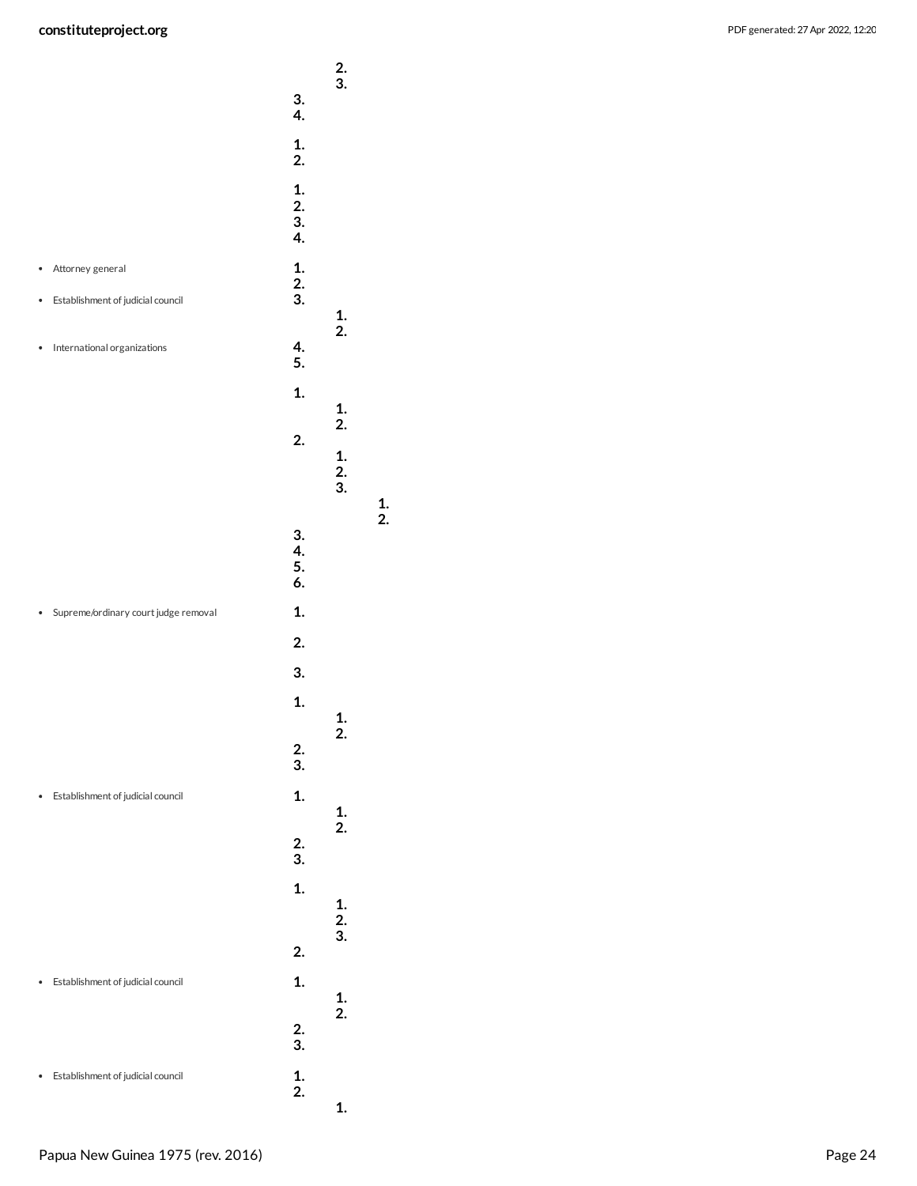- Attorney general
- Establishment of judicial council
- International organizations
- Supreme/ordinary court judge removal
- Establishment of judicial council
- Establishment of judicial council
- Establishment of judicial council

2.
3.
3.
4.

1.
2.

1.
2.
3.
4.

1.
2.
3.
1.
2.
4.
5.

1.
1.
2.
2.
1.
2.
3.
1.
2.
3.
4.
5.
6.

1.

2.

3.

1.
1.
2.
2.
3.

1.
1.
2.
2.
3.

1.
1.
2.
3.
2.

1.
1.
2.
2.
3.

1.
2.
1.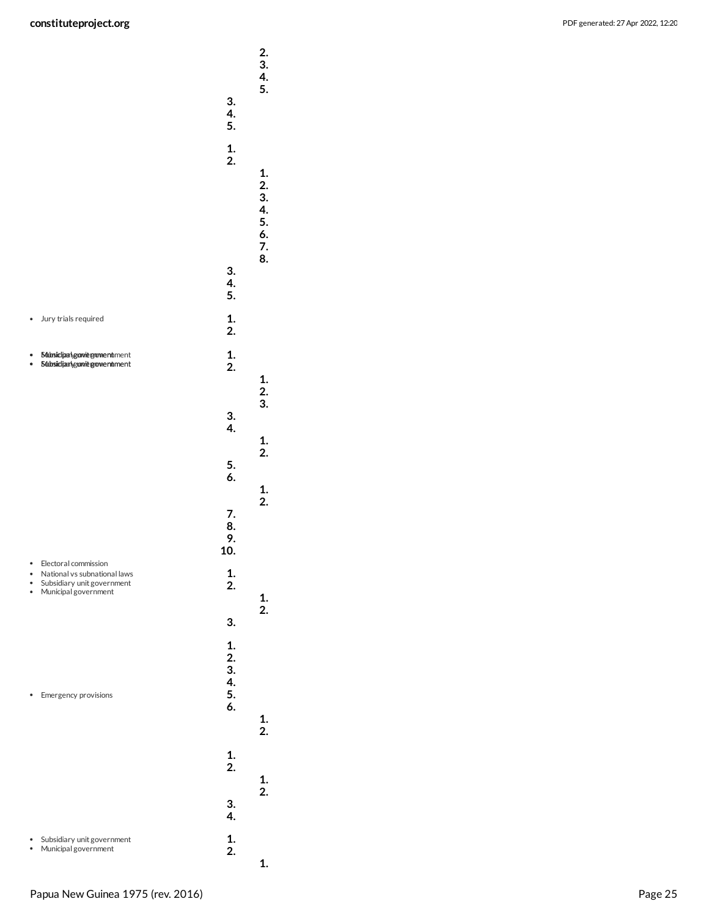2.
3.
4.
5.

3.
4.
5.

1.
2.

1.
2.
3.
4.
5.
6.
7.
8.

3.
4.
5.

- Jury trials required

1.
2.

- Municipal government
- Subsidiary unit government

1.
2.

1.
2.
3.

3.
4.

1.
2.

5.
6.

1.
2.

7.
8.
9.
10.

- Electoral commission
- National vs subnational laws
- Subsidiary unit government
- Municipal government

1.
2.

1.
2.

3.

1.
2.
3.
4.
5.
6.

- Emergency provisions

1.
2.

1.
2.

1.
2.

3.
4.

- Subsidiary unit government
- Municipal government

1.
2.

1.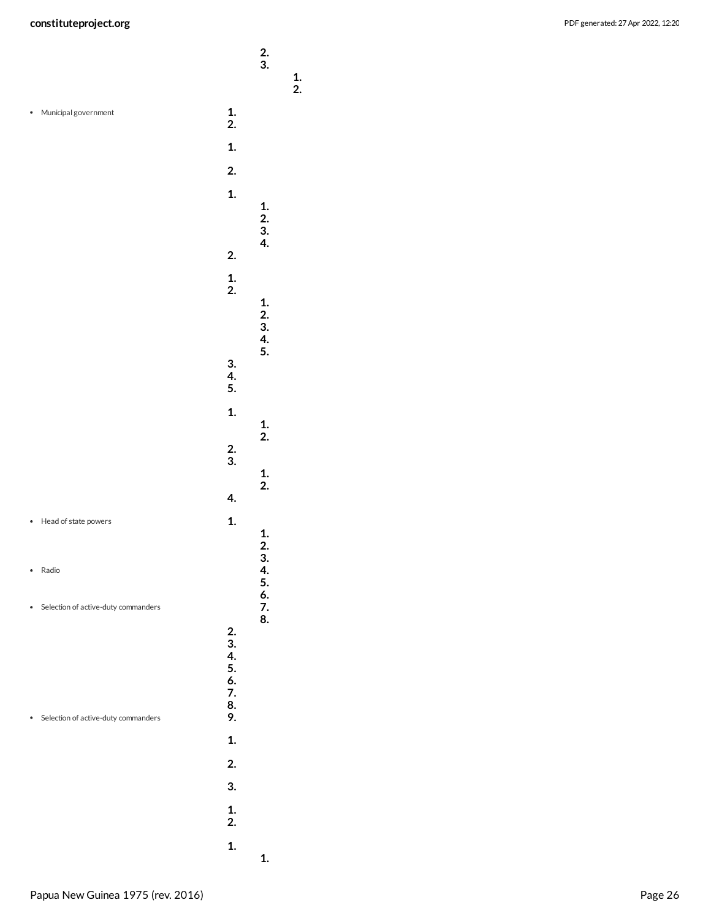2.
3.
1.
2.

- Municipal government

1.
2.

1.

2.

1.
1.
2.
3.
4.
2.

1.
2.
1.
2.
3.
4.
5.
3.
4.
5.

1.
1.
2.
2.
3.
1.
2.
4.

- Head of state powers

1.
1.
2.
3.

- Radio

4.
5.
6.

- Selection of active-duty commanders

7.
8.
2.
3.
4.
5.
6.
7.
8.

- Selection of active-duty commanders

9.

1.

2.

3.

1.
2.

1.
1.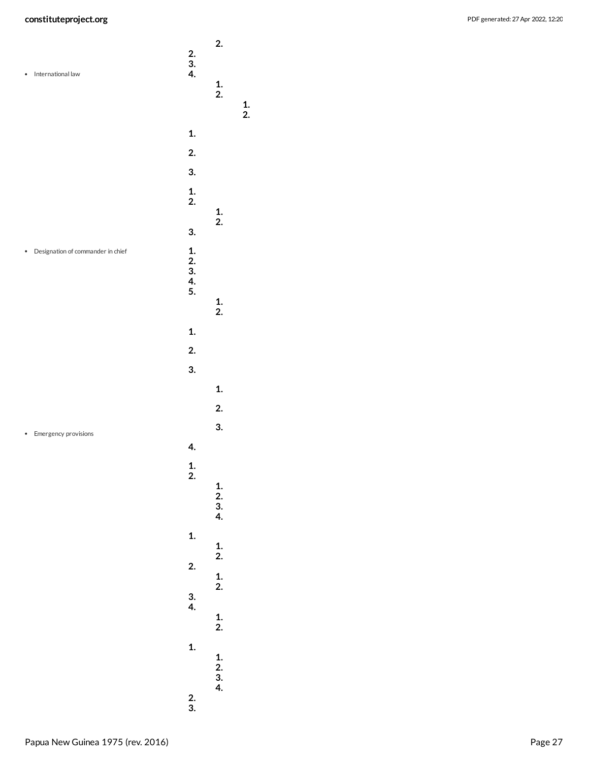- International law

- Designation of commander in chief

- Emergency provisions

2.
2.
3.
4.
1.
2.
1.
2.

1.

2.

3.

1.
2.
1.
2.
3.

1.
2.
3.
4.
5.
1.
2.

1.

2.

3.

1.

2.

3.

4.

1.
2.
1.
2.
3.
4.

1.
1.
2.
2.
1.
2.
3.
4.
1.
2.

1.
1.
2.
3.
4.
2.
3.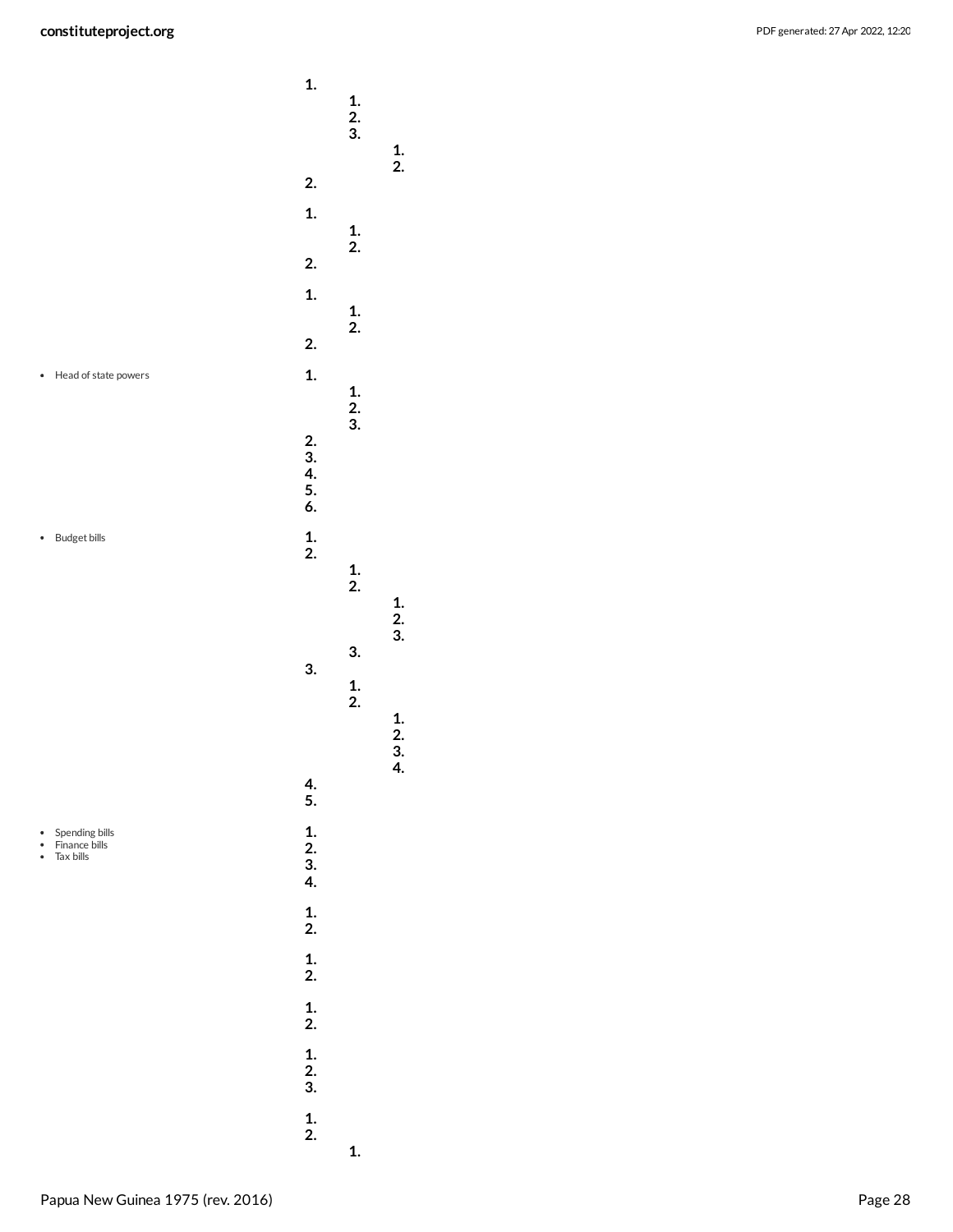- Head of state powers

- Budget bills

- Spending bills
- Finance bills
- Tax bills

1.
    1.
    2.
    3.
        1.
        2.
2.

1.
    1.
    2.
2.

1.
    1.
    2.
2.

1.
    1.
    2.
    3.
2.
3.
4.
5.
6.

1.
2.
    1.
    2.
        1.
        2.
        3.
    3.
3.
    1.
    2.
        1.
        2.
        3.
        4.
4.
5.

1.
2.
3.
4.

1.
2.

1.
2.

1.
2.

1.
2.
3.

1.
2.
    1.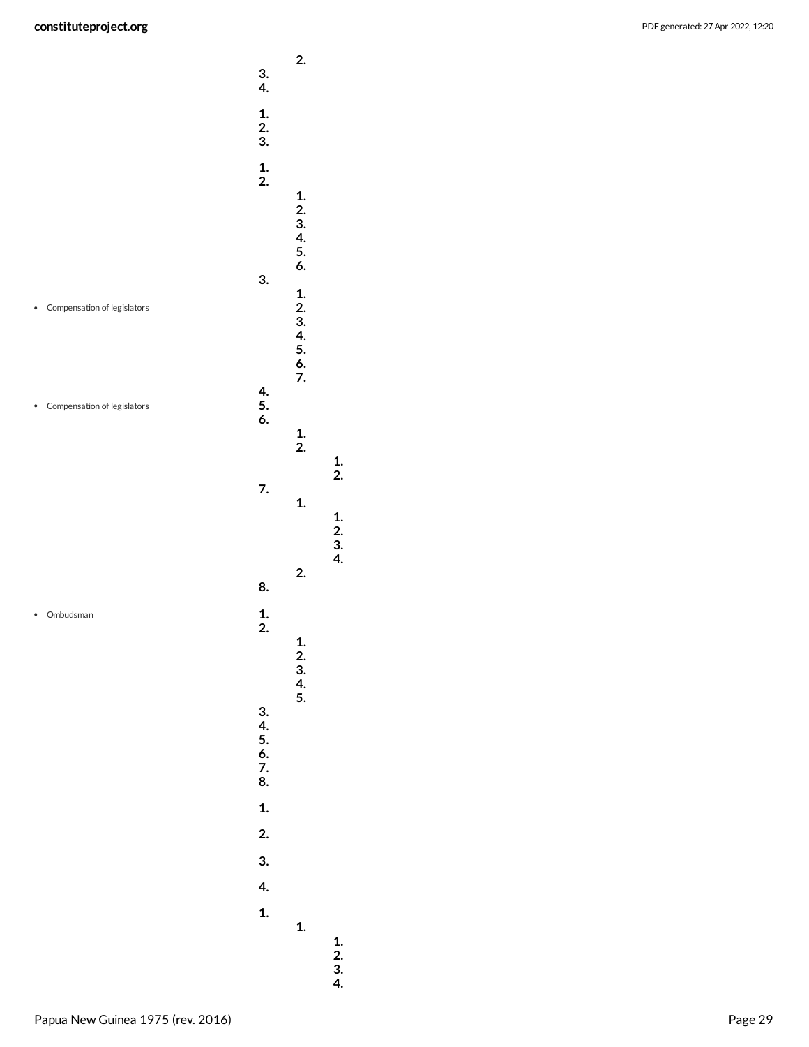2.

3.
4.

1.
2.
3.

1.
2.
   1.
   2.
   3.
   4.
   5.
   6.
3.
   1.
   2.
   3.
   4.
   5.
   6.
   7.
4.
5.
6.
   1.
   2.
      1.
      2.
7.
   1.
      1.
      2.
      3.
      4.
   2.
8.

1.
2.
   1.
   2.
   3.
   4.
   5.
3.
4.
5.
6.
7.
8.

1.

2.

3.

4.

1.
   1.
      1.
      2.
      3.
      4.

- Compensation of legislators
- Compensation of legislators
- Ombudsman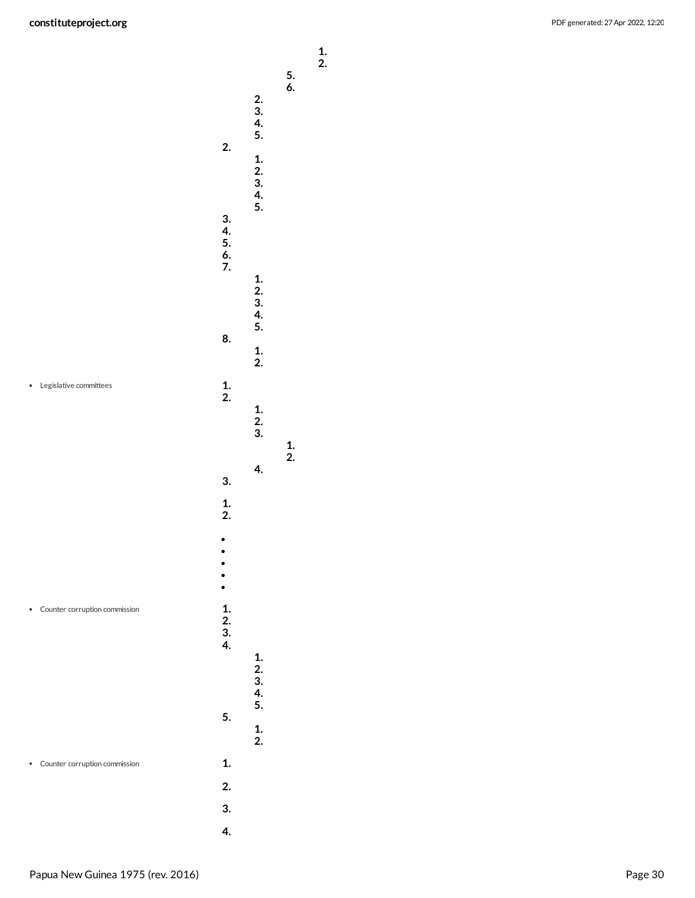1.
2.
5.
6.
2.
3.
4.
5.
2.
1.
2.
3.
4.
5.
3.
4.
5.
6.
7.
1.
2.
3.
4.
5.
8.
1.
2.

- Legislative committees

1.
2.
1.
2.
3.
1.
2.
4.
3.

1.
2.

-
-
-
-
-

- Counter corruption commission

1.
2.
3.
4.
1.
2.
3.
4.
5.
5.
1.
2.

- Counter corruption commission

1.

2.

3.

4.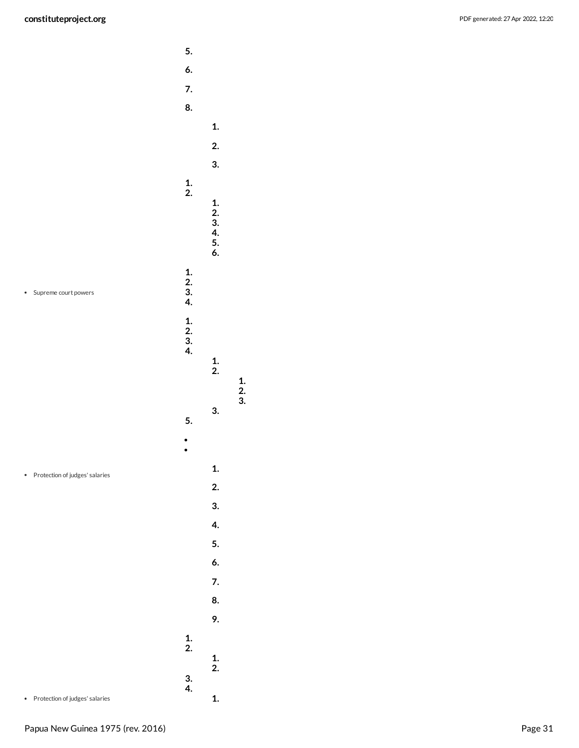5.

6.

7.

8.

1.

2.

3.

1.
2.
1.
2.
3.
4.
5.
6.

- Supreme court powers

1.
2.
3.
4.

1.
2.
3.
4.
1.
2.
1.
2.
3.
3.
5.

- 
- 

- Protection of judges' salaries

1.

2.

3.

4.

5.

6.

7.

8.

9.

1.
2.
1.
2.
3.
4.

- Protection of judges' salaries

1.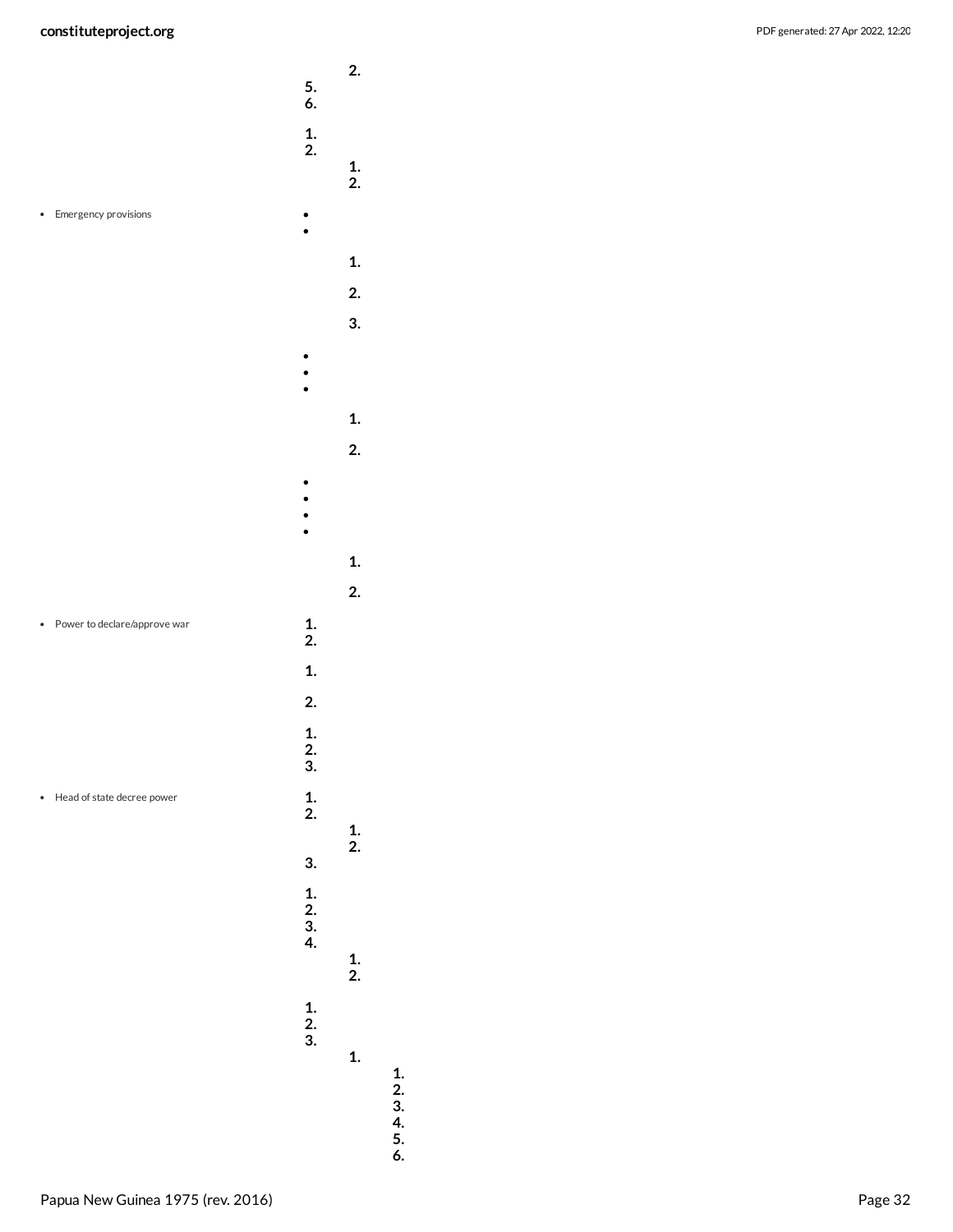2.
5.
6.

1.
2.
1.
2.

- Emergency provisions

•
•

1.

2.

3.

•
•
•

1.

2.

•
•
•
•

1.

2.

- Power to declare/approve war

1.
2.

1.

2.

1.
2.
3.

- Head of state decree power

1.
2.
1.
2.
3.

1.
2.
3.
4.
1.
2.

1.
2.
3.
1.
1.
2.
3.
4.
5.
6.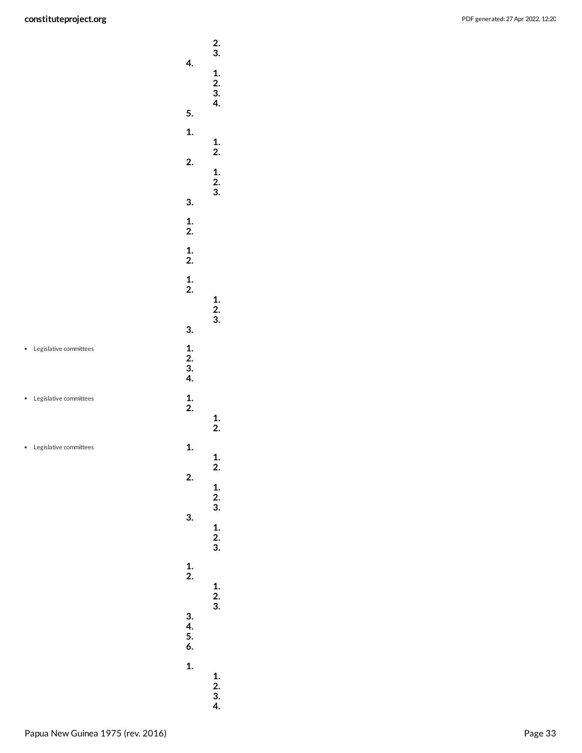- Legislative committees

- Legislative committees

- Legislative committees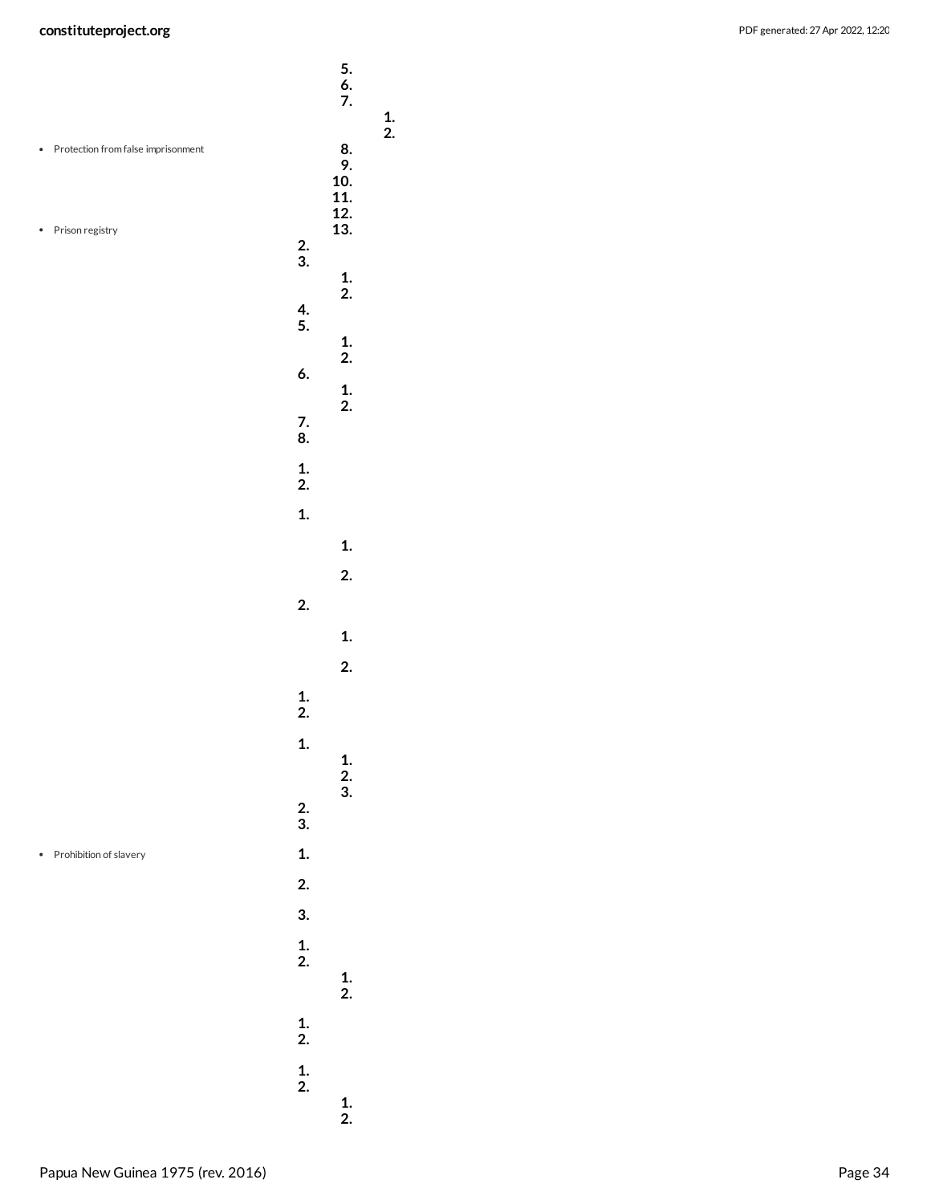- Protection from false imprisonment

- Prison registry

- Prohibition of slavery

5.
6.
7.
1.
2.
8.
9.
10.
11.
12.
13.
2.
3.
1.
2.
4.
5.
1.
2.
6.
1.
2.
7.
8.

1.
2.

1.

1.

2.

2.

1.

2.

1.
2.

1.
1.
2.
3.
2.
3.

1.

2.

3.

1.
2.
1.
2.

1.
2.

1.
2.
1.
2.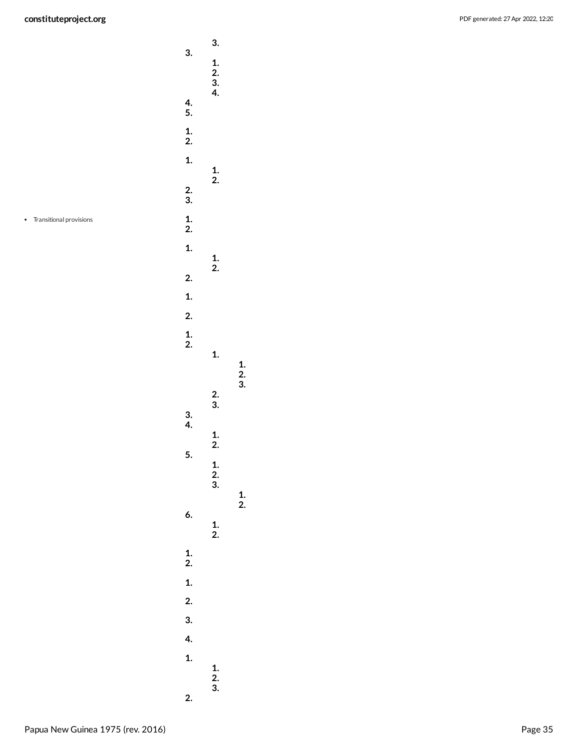- Transitional provisions

3.
3.
1.
2.
3.
4.
4.
5.

1.
2.

1.
1.
2.
2.
3.

1.
2.

1.
1.
2.
2.

1.

2.

1.
2.
1.
1.
2.
3.
2.
3.
3.
4.
1.
2.
5.
1.
2.
3.
1.
2.
6.
1.
2.

1.
2.

1.

2.

3.

4.

1.
1.
2.
3.
2.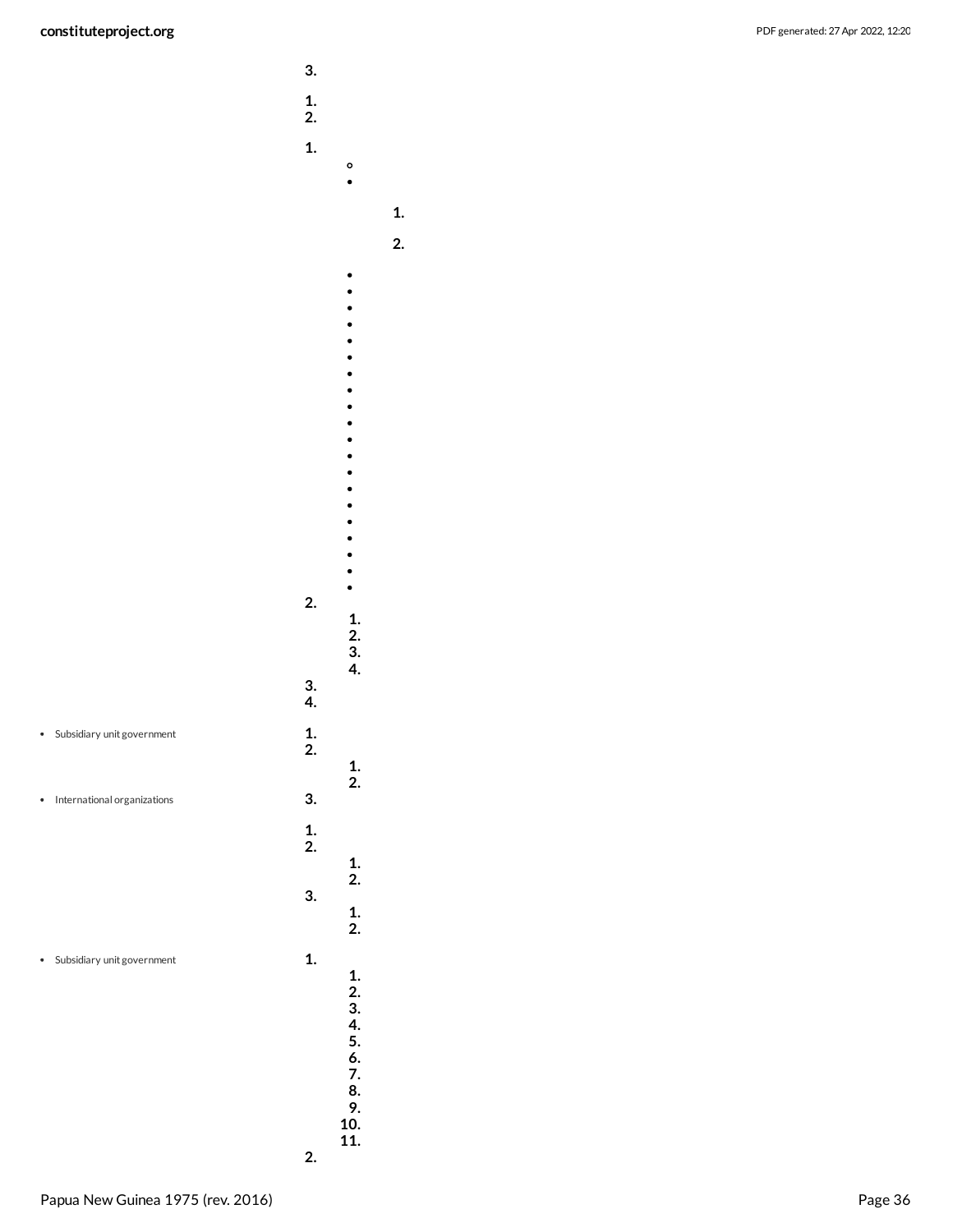3.

1.
2.

1.
    - ◦
    -

        1.

        2.

    -
    -
    -
    -
    -
    -
    -
    -
    -
    -
    -
    -
    -
    -
    -
    -
    -
    -
    -
    -

2.
    1.
    2.
    3.
    4.

3.
4.

- Subsidiary unit government

1.
2.
    1.
    2.

- International organizations

3.

1.
2.
    1.
    2.
3.
    1.
    2.

- Subsidiary unit government

1.
    1.
    2.
    3.
    4.
    5.
    6.
    7.
    8.
    9.
    10.
    11.
2.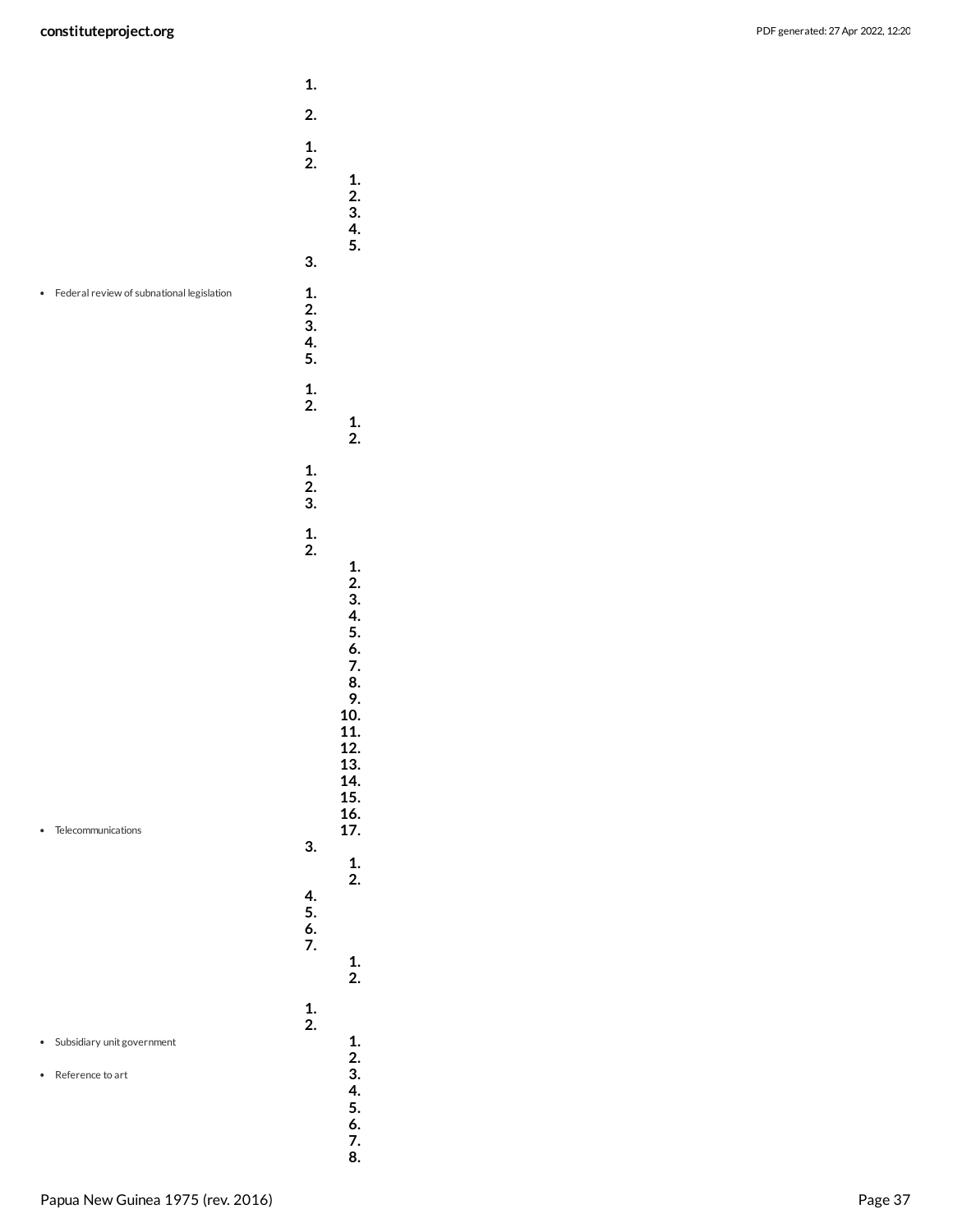- Federal review of subnational legislation

1.
2.

1.
2.
    1.
    2.
    3.
    4.
    5.
3.

1.
2.
3.
4.
5.

1.
2.
    1.
    2.

1.
2.
3.

1.
2.
    1.
    2.
    3.
    4.
    5.
    6.
    7.
    8.
    9.
    10.
    11.
    12.
    13.
    14.
    15.
    16.
    17.
3.
    1.
    2.
4.
5.
6.
7.
    1.
    2.

1.
2.
    1.
    2.
    3.
    4.
    5.
    6.
    7.
    8.

- Telecommunications
- Subsidiary unit government
- Reference to art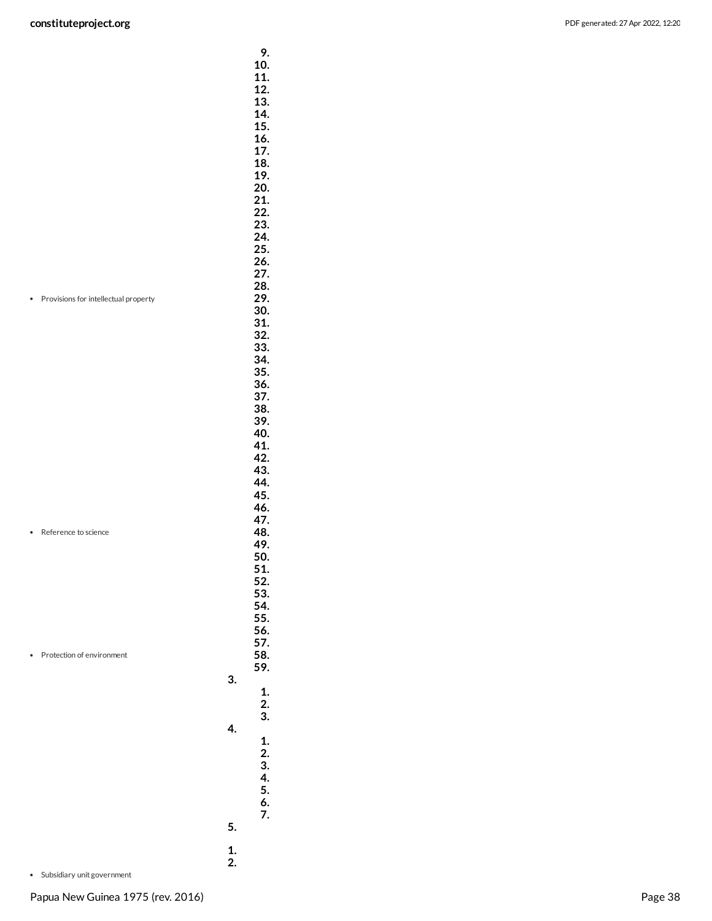- Provisions for intellectual property
- Reference to science
- Protection of environment
- Subsidiary unit government

9.
10.
11.
12.
13.
14.
15.
16.
17.
18.
19.
20.
21.
22.
23.
24.
25.
26.
27.
28.
29.
30.
31.
32.
33.
34.
35.
36.
37.
38.
39.
40.
41.
42.
43.
44.
45.
46.
47.
48.
49.
50.
51.
52.
53.
54.
55.
56.
57.
58.
59.

3.
   1.
   2.
   3.

4.
   1.
   2.
   3.
   4.
   5.
   6.
   7.

5.

1.
2.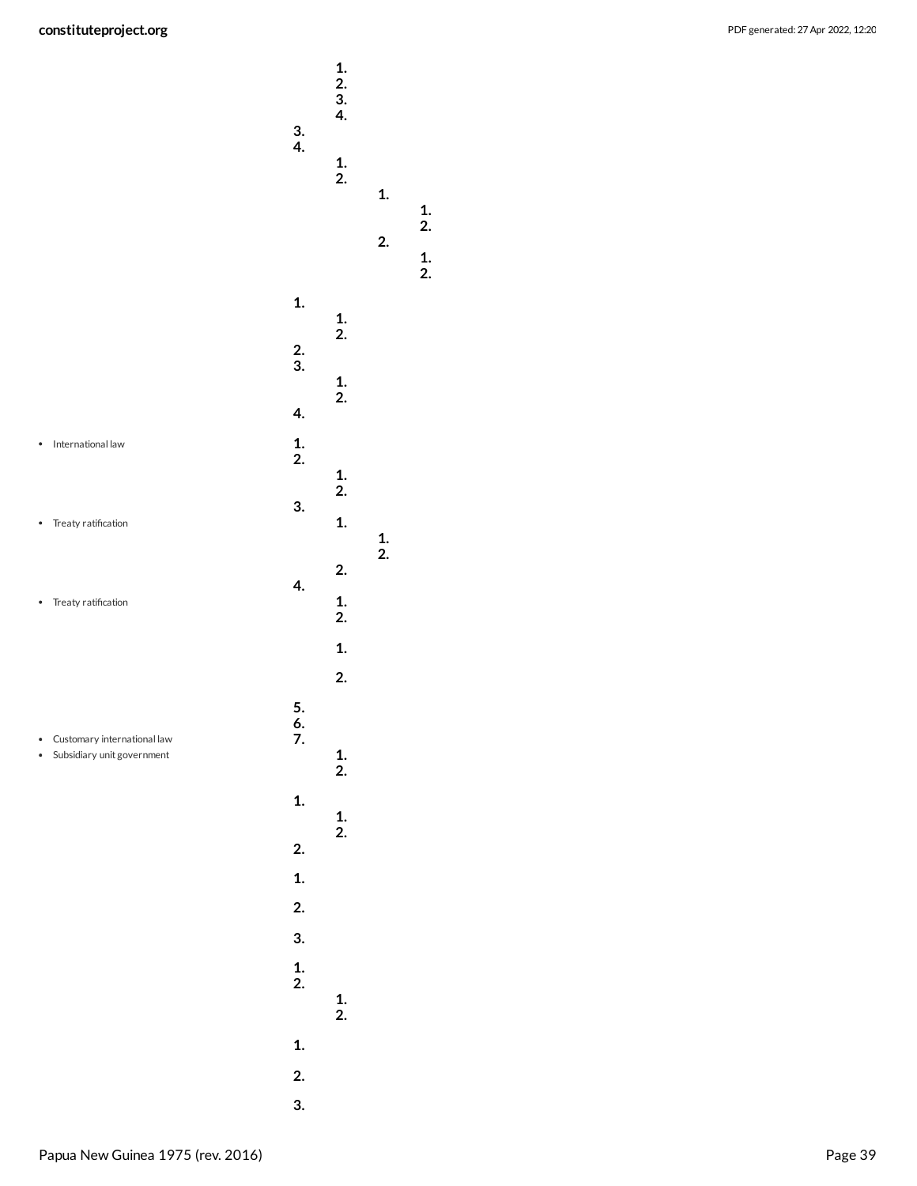1.
2.
3.
4.

3.
4.

1.
2.

1.

1.
2.

2.

1.
2.

1.

1.
2.

2.
3.

1.
2.

4.

- International law

1.
2.

1.
2.

3.

- Treaty ratification

1.

1.
2.

2.

4.

- Treaty ratification

1.
2.

1.

2.

5.
6.

- Customary international law
- Subsidiary unit government

7.

1.
2.

1.

1.
2.

2.

1.

2.

3.

1.
2.

1.
2.

1.

2.

3.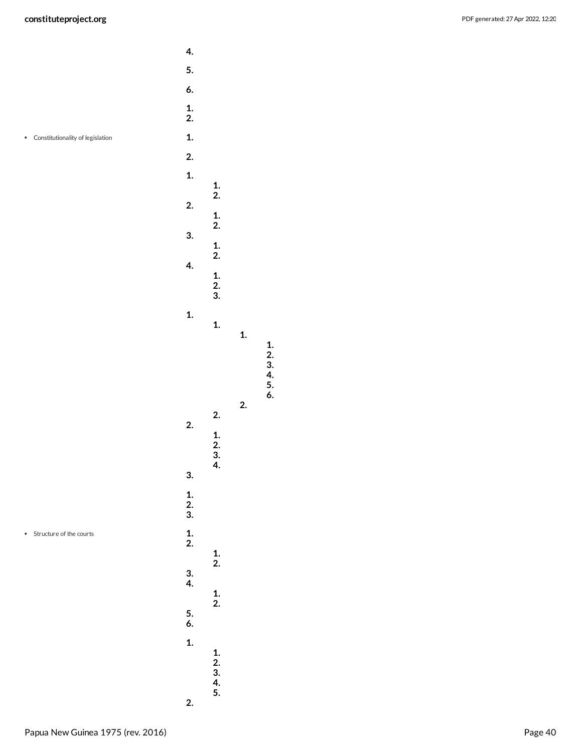- Constitutionality of legislation
- Structure of the courts

4.

5.

6.

1.
2.

1.

2.

1.
    1.
    2.
2.
    1.
    2.
3.
    1.
    2.
4.
    1.
    2.
    3.

1.
    1.
        1.
            1.
            2.
            3.
            4.
            5.
            6.
        2.
    2.
2.
    1.
    2.
    3.
    4.
3.

1.
2.
3.

1.
2.
    1.
    2.
3.
4.
    1.
    2.
5.
6.

1.
    1.
    2.
    3.
    4.
    5.
2.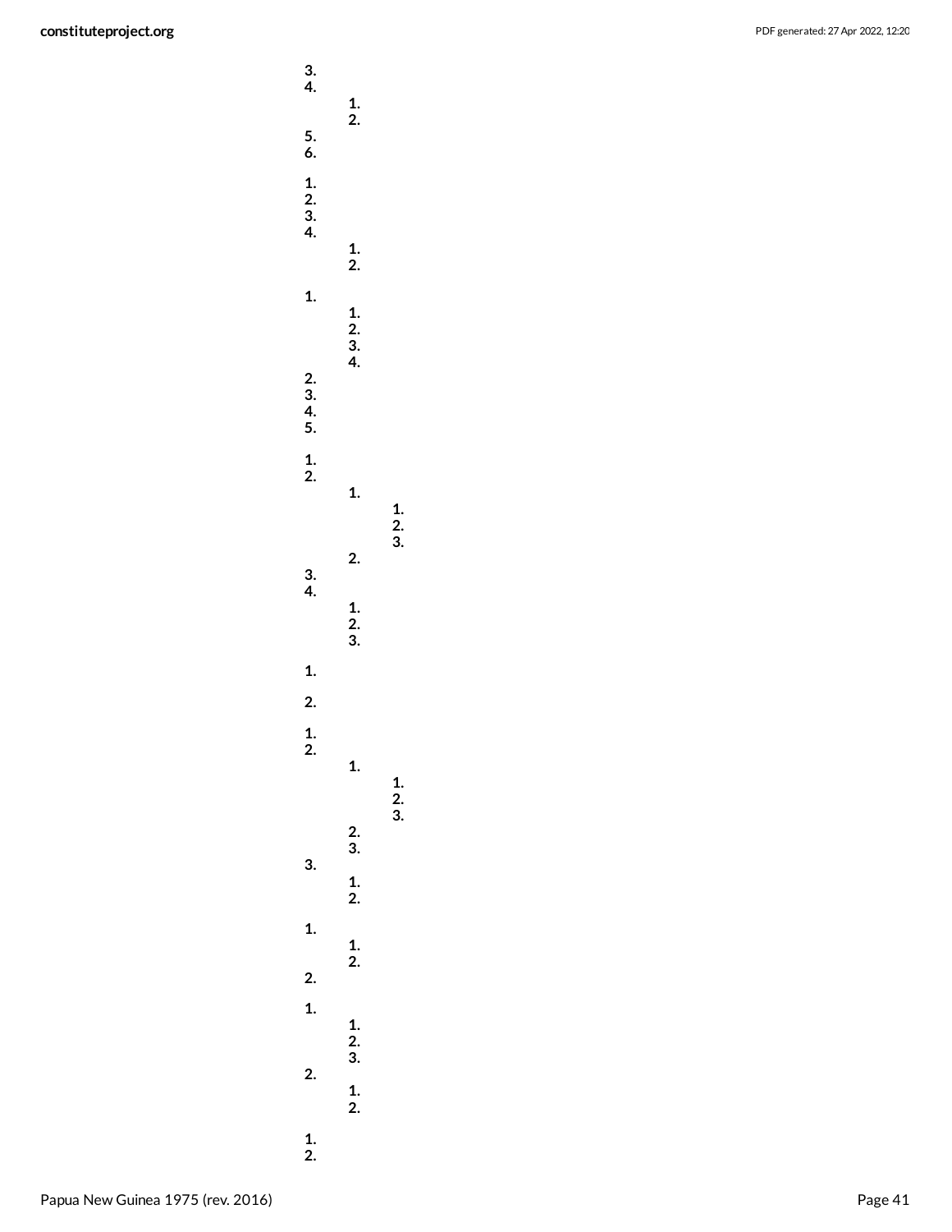3.
4.
  1.
  2.
5.
6.

1.
2.
3.
4.
  1.
  2.

1.
  1.
  2.
  3.
  4.
2.
3.
4.
5.

1.
2.
  1.
    1.
    2.
    3.
  2.
3.
4.
  1.
  2.
  3.

1.

2.

1.
2.
  1.
    1.
    2.
    3.
  2.
  3.
3.
  1.
  2.

1.
  1.
  2.
2.

1.
  1.
  2.
  3.
2.
  1.
  2.

1.
2.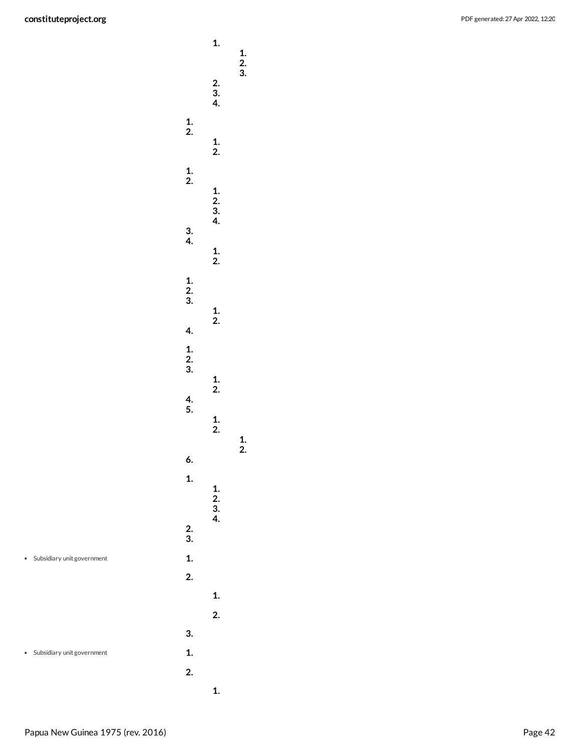1.
    1.
    2.
    3.
2.
3.
4.

1.
2.
    1.
    2.

1.
2.
    1.
    2.
    3.
    4.
3.
4.
    1.
    2.

1.
2.
3.
    1.
    2.
4.

1.
2.
3.
    1.
    2.
4.
5.
    1.
    2.
        1.
        2.
6.

1.
    1.
    2.
    3.
    4.
2.
3.

- Subsidiary unit government

1.

2.

    1.

    2.

3.

- Subsidiary unit government

1.

2.

    1.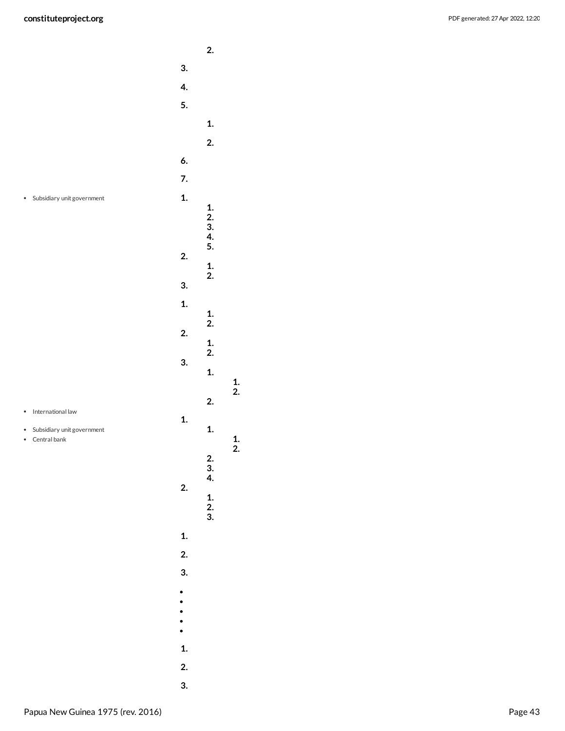2.

3.

4.

5.

1.

2.

6.

7.

- Subsidiary unit government

1.

1.
2.
3.
4.
5.

2.

1.
2.

3.

1.

1.
2.

2.

1.
2.

3.

1.

1.
2.

2.

- International law

1.

- Subsidiary unit government
- Central bank

1.

1.
2.

2.
3.
4.

2.

1.
2.
3.

1.

2.

3.

- 
- 
- 
- 
- 

1.

2.

3.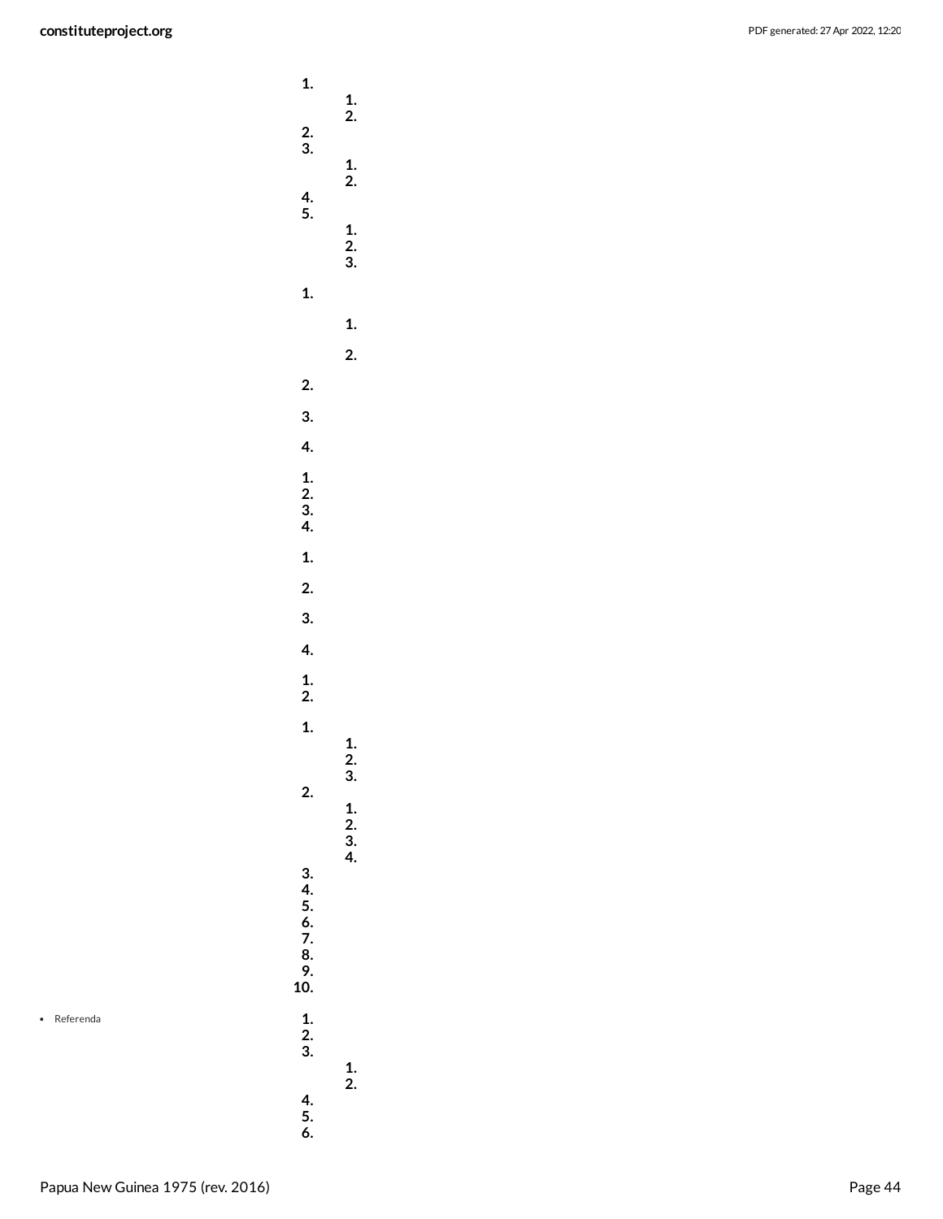1.
    1.
    2.
2.
3.
    1.
    2.
4.
5.
    1.
    2.
    3.

1.

    1.

    2.

2.

3.

4.

1.
2.
3.
4.

1.

2.

3.

4.

1.
2.

1.
    1.
    2.
    3.
2.
    1.
    2.
    3.
    4.
3.
4.
5.
6.
7.
8.
9.
10.

- Referenda

1.
2.
3.
    1.
    2.
4.
5.
6.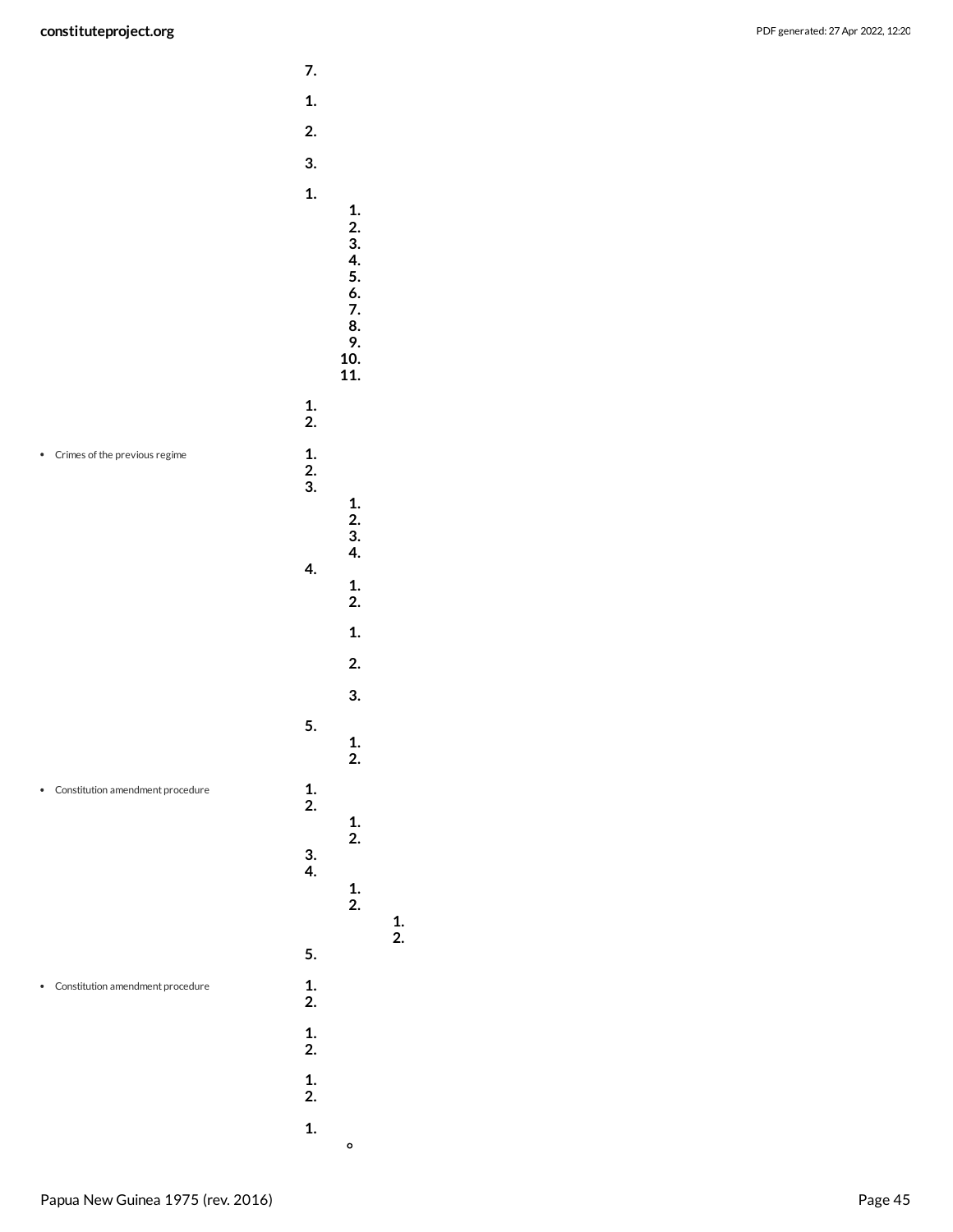7.

1.

2.

3.

1.
   1.
   2.
   3.
   4.
   5.
   6.
   7.
   8.
   9.
   10.
   11.

1.
2.

- Crimes of the previous regime

1.
2.
3.
   1.
   2.
   3.
   4.
4.
   1.
   2.

   1.

   2.

   3.

5.
   1.
   2.

- Constitution amendment procedure

1.
2.
   1.
   2.
3.
4.
   1.
   2.
      1.
      2.
5.

- Constitution amendment procedure

1.
2.

1.
2.

1.
2.

1.
   ◦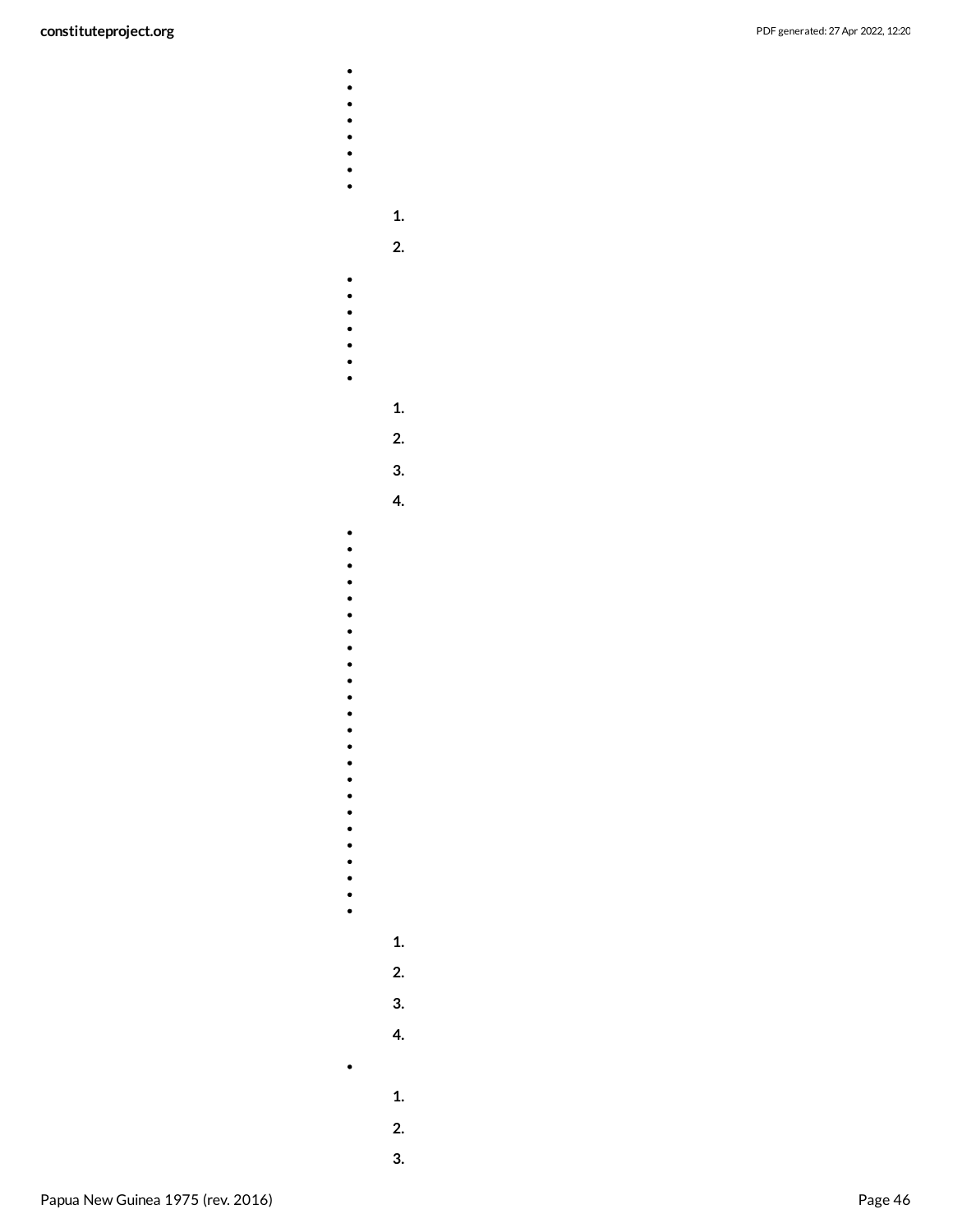- 
- 
- 
- 
- 
- 
- 
- 

1. 
2. 

- 
- 
- 
- 
- 
- 
- 

1. 
2. 
3. 
4. 

- 
- 
- 
- 
- 
- 
- 
- 
- 
- 
- 
- 
- 
- 
- 
- 
- 
- 
- 
- 
- 
- 
- 
- 

1. 
2. 
3. 
4. 

- 

1. 
2. 
3.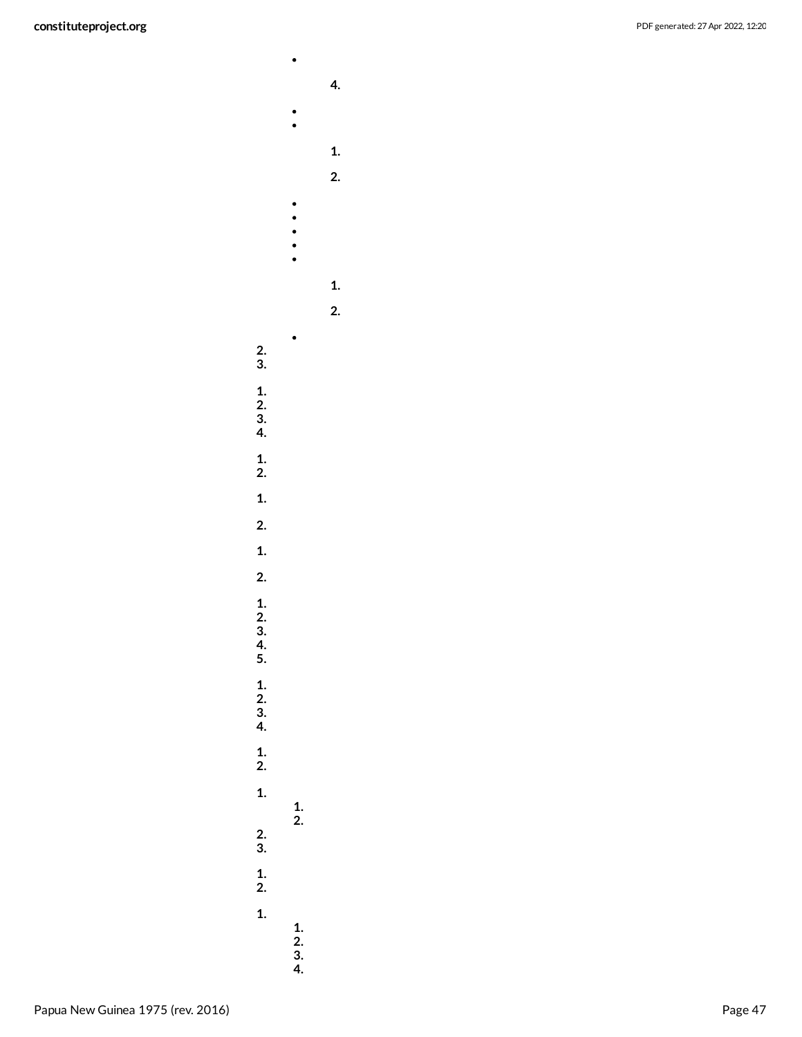- 

    4.

- 
- 

    1.

    2.

- 
- 
- 
- 
- 

    1.

    2.

- 

2.
3.

1.
2.
3.
4.

1.
2.

1.

2.

1.

2.

1.
2.
3.
4.
5.

1.
2.
3.
4.

1.
2.

1.
    1.
    2.
2.
3.

1.
2.

1.
    1.
    2.
    3.
    4.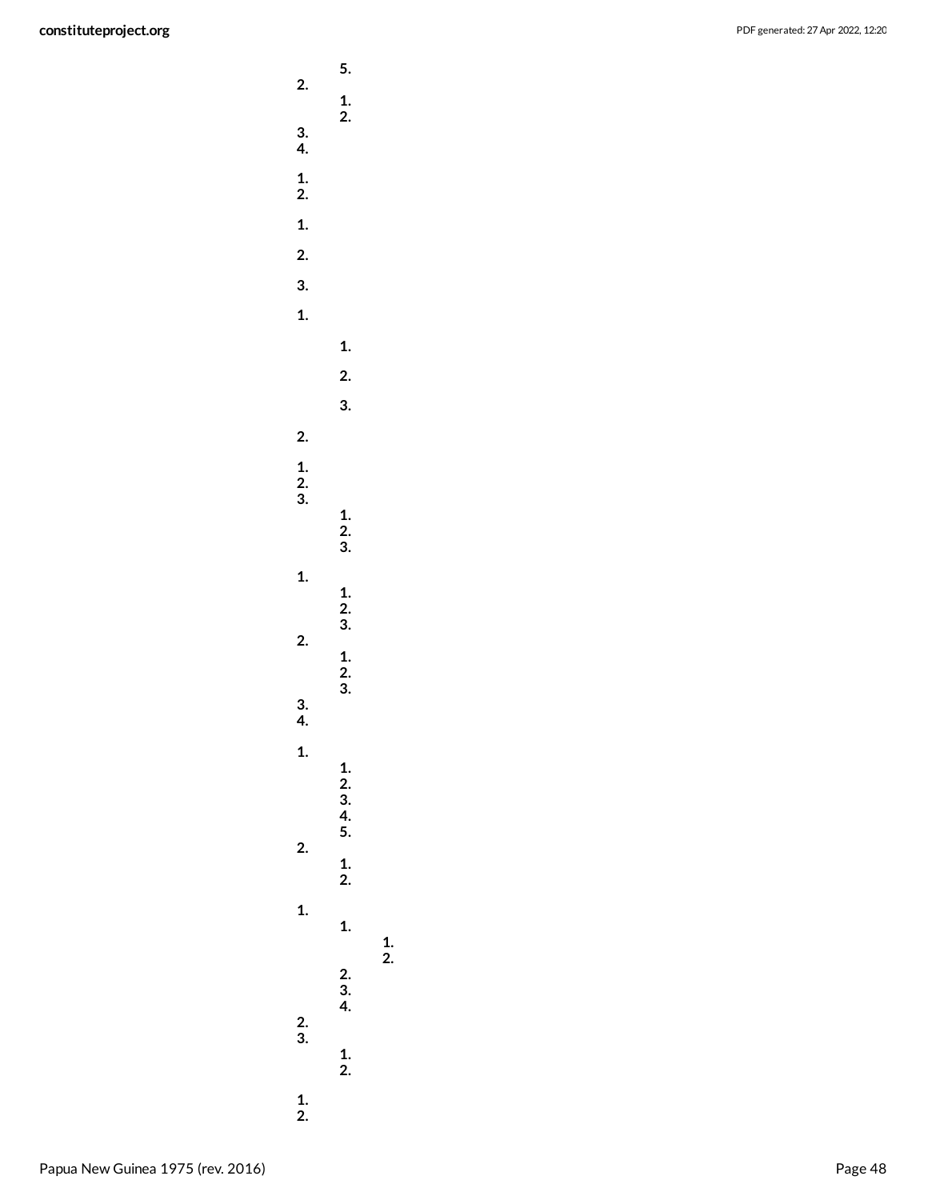5.

2.

1.

2.

3.

4.

1.

2.

1.

2.

3.

1.

1.

2.

3.

2.

1.

2.

3.

1.

2.

3.

1.

1.

2.

3.

2.

1.

2.

3.

3.

4.

1.

1.

2.

3.

4.

5.

2.

1.

2.

1.

1.

1.

2.

2.

3.

4.

2.

3.

1.

2.

1.

2.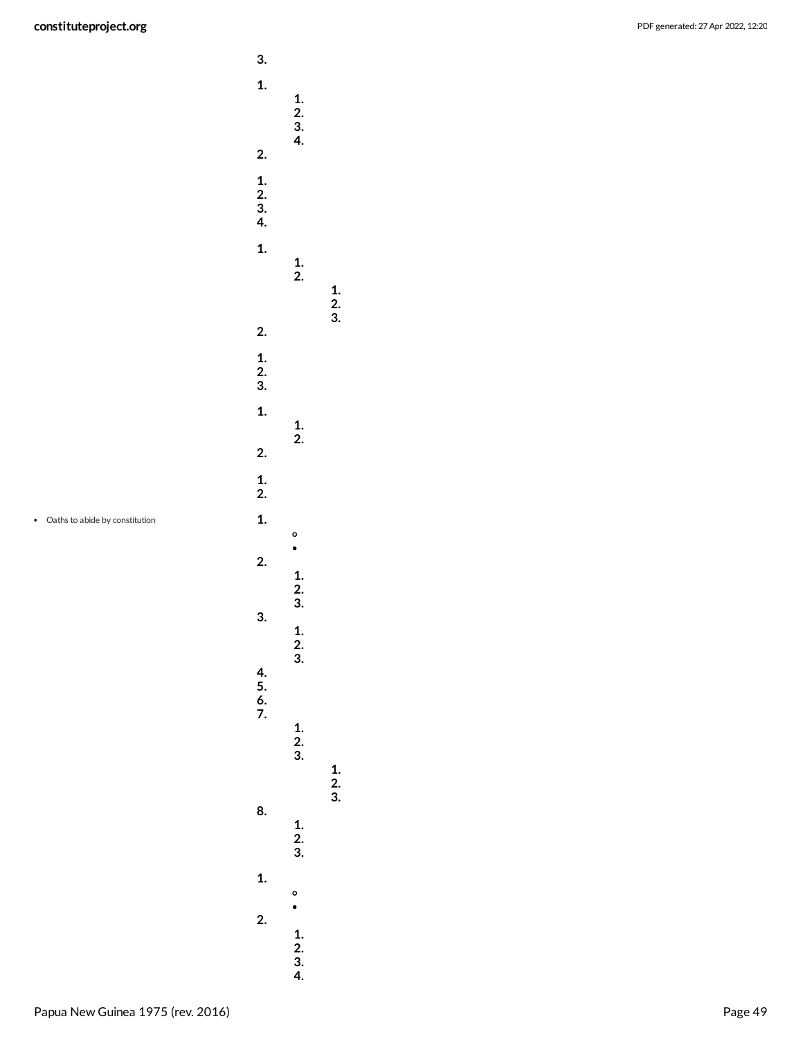3.

1.
    1.
    2.
    3.
    4.
2.

1.
2.
3.
4.

1.
    1.
    2.
        1.
        2.
        3.
2.

1.
2.
3.

1.
    1.
    2.
2.

1.
2.

- Oaths to abide by constitution

1.
    - 
    - 
2.
    1.
    2.
    3.
3.
    1.
    2.
    3.
4.
5.
6.
7.
    1.
    2.
    3.
        1.
        2.
        3.
8.
    1.
    2.
    3.

1.
    - 
    - 
2.
    1.
    2.
    3.
    4.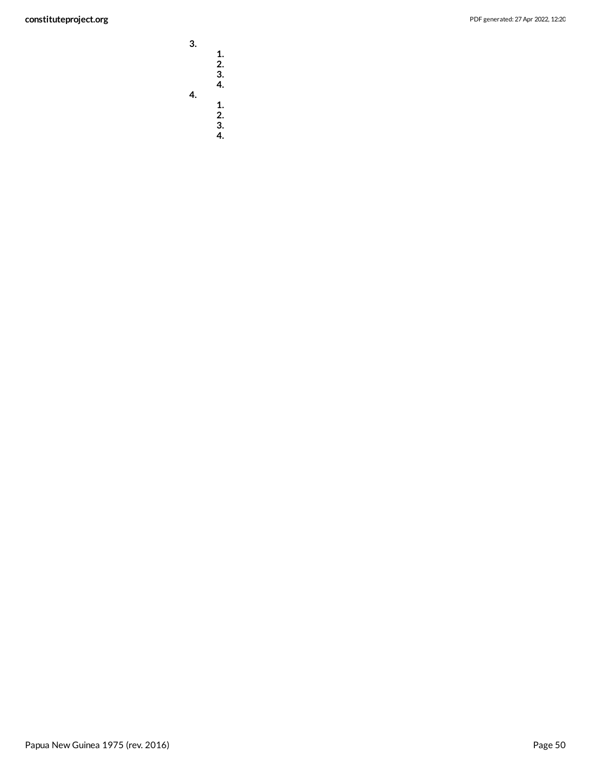3.
    1.
    2.
    3.
    4.
4.
    1.
    2.
    3.
    4.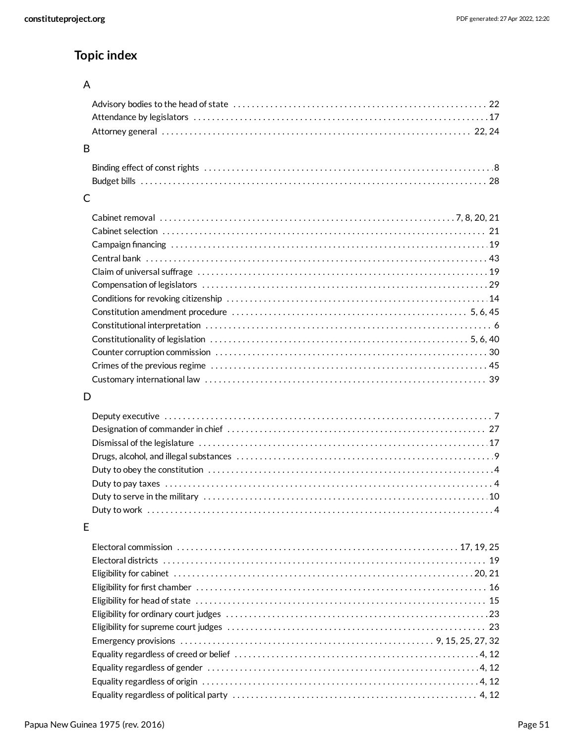## Topic index

### A

- Advisory bodies to the head of state . . . . . . . . . . 22
- Attendance by legislators . . . . . . . . . . 17
- Attorney general . . . . . . . . . . 22, 24

### B

- Binding effect of const rights . . . . . . . . . . 8
- Budget bills . . . . . . . . . . 28

### C

- Cabinet removal . . . . . . . . . . 7, 8, 20, 21
- Cabinet selection . . . . . . . . . . 21
- Campaign financing . . . . . . . . . . 19
- Central bank . . . . . . . . . . 43
- Claim of universal suffrage . . . . . . . . . . 19
- Compensation of legislators . . . . . . . . . . 29
- Conditions for revoking citizenship . . . . . . . . . . 14
- Constitution amendment procedure . . . . . . . . . . 5, 6, 45
- Constitutional interpretation . . . . . . . . . . 6
- Constitutionality of legislation . . . . . . . . . . 5, 6, 40
- Counter corruption commission . . . . . . . . . . 30
- Crimes of the previous regime . . . . . . . . . . 45
- Customary international law . . . . . . . . . . 39

### D

- Deputy executive . . . . . . . . . . 7
- Designation of commander in chief . . . . . . . . . . 27
- Dismissal of the legislature . . . . . . . . . . 17
- Drugs, alcohol, and illegal substances . . . . . . . . . . 9
- Duty to obey the constitution . . . . . . . . . . 4
- Duty to pay taxes . . . . . . . . . . 4
- Duty to serve in the military . . . . . . . . . . 10
- Duty to work . . . . . . . . . . 4

### E

- Electoral commission . . . . . . . . . . 17, 19, 25
- Electoral districts . . . . . . . . . . 19
- Eligibility for cabinet . . . . . . . . . . 20, 21
- Eligibility for first chamber . . . . . . . . . . 16
- Eligibility for head of state . . . . . . . . . . 15
- Eligibility for ordinary court judges . . . . . . . . . . 23
- Eligibility for supreme court judges . . . . . . . . . . 23
- Emergency provisions . . . . . . . . . . 9, 15, 25, 27, 32
- Equality regardless of creed or belief . . . . . . . . . . 4, 12
- Equality regardless of gender . . . . . . . . . . 4, 12
- Equality regardless of origin . . . . . . . . . . 4, 12
- Equality regardless of political party . . . . . . . . . . 4, 12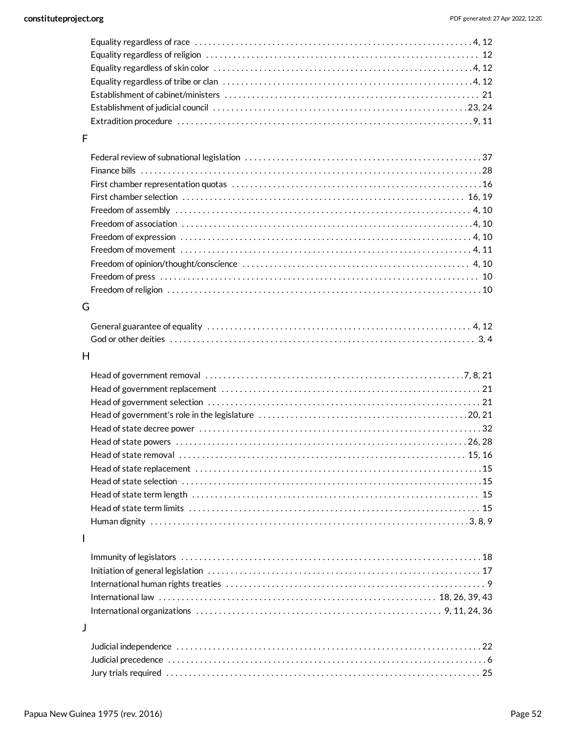Equality regardless of race . . . . . . . . . . . . . . . . . . . . . . . . . . . . . . . . . . . . . . . . . . . . . . . . . . . . . . . . . . . . . 4, 12
Equality regardless of religion . . . . . . . . . . . . . . . . . . . . . . . . . . . . . . . . . . . . . . . . . . . . . . . . . . . . . . . . . . . 12
Equality regardless of skin color . . . . . . . . . . . . . . . . . . . . . . . . . . . . . . . . . . . . . . . . . . . . . . . . . . . . . . . . 4, 12
Equality regardless of tribe or clan . . . . . . . . . . . . . . . . . . . . . . . . . . . . . . . . . . . . . . . . . . . . . . . . . . . . . . 4, 12
Establishment of cabinet/ministers . . . . . . . . . . . . . . . . . . . . . . . . . . . . . . . . . . . . . . . . . . . . . . . . . . . . . . . 21
Establishment of judicial council . . . . . . . . . . . . . . . . . . . . . . . . . . . . . . . . . . . . . . . . . . . . . . . . . . . . . . . 23, 24
Extradition procedure . . . . . . . . . . . . . . . . . . . . . . . . . . . . . . . . . . . . . . . . . . . . . . . . . . . . . . . . . . . . . . . . 9, 11

## F

Federal review of subnational legislation . . . . . . . . . . . . . . . . . . . . . . . . . . . . . . . . . . . . . . . . . . . . . . . . . . . 37
Finance bills . . . . . . . . . . . . . . . . . . . . . . . . . . . . . . . . . . . . . . . . . . . . . . . . . . . . . . . . . . . . . . . . . . . . . . . . 28
First chamber representation quotas . . . . . . . . . . . . . . . . . . . . . . . . . . . . . . . . . . . . . . . . . . . . . . . . . . . . . 16
First chamber selection . . . . . . . . . . . . . . . . . . . . . . . . . . . . . . . . . . . . . . . . . . . . . . . . . . . . . . . . . . . . . 16, 19
Freedom of assembly . . . . . . . . . . . . . . . . . . . . . . . . . . . . . . . . . . . . . . . . . . . . . . . . . . . . . . . . . . . . . . . . 4, 10
Freedom of association . . . . . . . . . . . . . . . . . . . . . . . . . . . . . . . . . . . . . . . . . . . . . . . . . . . . . . . . . . . . . . . 4, 10
Freedom of expression . . . . . . . . . . . . . . . . . . . . . . . . . . . . . . . . . . . . . . . . . . . . . . . . . . . . . . . . . . . . . . . 4, 10
Freedom of movement . . . . . . . . . . . . . . . . . . . . . . . . . . . . . . . . . . . . . . . . . . . . . . . . . . . . . . . . . . . . . . . 4, 11
Freedom of opinion/thought/conscience . . . . . . . . . . . . . . . . . . . . . . . . . . . . . . . . . . . . . . . . . . . . . . . . . 4, 10
Freedom of press . . . . . . . . . . . . . . . . . . . . . . . . . . . . . . . . . . . . . . . . . . . . . . . . . . . . . . . . . . . . . . . . . . . . 10
Freedom of religion . . . . . . . . . . . . . . . . . . . . . . . . . . . . . . . . . . . . . . . . . . . . . . . . . . . . . . . . . . . . . . . . . . 10

## G

General guarantee of equality . . . . . . . . . . . . . . . . . . . . . . . . . . . . . . . . . . . . . . . . . . . . . . . . . . . . . . . . . 4, 12
God or other deities . . . . . . . . . . . . . . . . . . . . . . . . . . . . . . . . . . . . . . . . . . . . . . . . . . . . . . . . . . . . . . . . . 3, 4

## H

Head of government removal . . . . . . . . . . . . . . . . . . . . . . . . . . . . . . . . . . . . . . . . . . . . . . . . . . . . . . . 7, 8, 21
Head of government replacement . . . . . . . . . . . . . . . . . . . . . . . . . . . . . . . . . . . . . . . . . . . . . . . . . . . . . . . . 21
Head of government selection . . . . . . . . . . . . . . . . . . . . . . . . . . . . . . . . . . . . . . . . . . . . . . . . . . . . . . . . . . 21
Head of government's role in the legislature . . . . . . . . . . . . . . . . . . . . . . . . . . . . . . . . . . . . . . . . . . . . . 20, 21
Head of state decree power . . . . . . . . . . . . . . . . . . . . . . . . . . . . . . . . . . . . . . . . . . . . . . . . . . . . . . . . . . . . 32
Head of state powers . . . . . . . . . . . . . . . . . . . . . . . . . . . . . . . . . . . . . . . . . . . . . . . . . . . . . . . . . . . . . . . 26, 28
Head of state removal . . . . . . . . . . . . . . . . . . . . . . . . . . . . . . . . . . . . . . . . . . . . . . . . . . . . . . . . . . . . . . 15, 16
Head of state replacement . . . . . . . . . . . . . . . . . . . . . . . . . . . . . . . . . . . . . . . . . . . . . . . . . . . . . . . . . . . . . 15
Head of state selection . . . . . . . . . . . . . . . . . . . . . . . . . . . . . . . . . . . . . . . . . . . . . . . . . . . . . . . . . . . . . . . . 15
Head of state term length . . . . . . . . . . . . . . . . . . . . . . . . . . . . . . . . . . . . . . . . . . . . . . . . . . . . . . . . . . . . . 15
Head of state term limits . . . . . . . . . . . . . . . . . . . . . . . . . . . . . . . . . . . . . . . . . . . . . . . . . . . . . . . . . . . . . . 15
Human dignity . . . . . . . . . . . . . . . . . . . . . . . . . . . . . . . . . . . . . . . . . . . . . . . . . . . . . . . . . . . . . . . . . . . 3, 8, 9

## I

Immunity of legislators . . . . . . . . . . . . . . . . . . . . . . . . . . . . . . . . . . . . . . . . . . . . . . . . . . . . . . . . . . . . . . . 18
Initiation of general legislation . . . . . . . . . . . . . . . . . . . . . . . . . . . . . . . . . . . . . . . . . . . . . . . . . . . . . . . . . 17
International human rights treaties . . . . . . . . . . . . . . . . . . . . . . . . . . . . . . . . . . . . . . . . . . . . . . . . . . . . . . . 9
International law . . . . . . . . . . . . . . . . . . . . . . . . . . . . . . . . . . . . . . . . . . . . . . . . . . . . . . . . . . . . . 18, 26, 39, 43
International organizations . . . . . . . . . . . . . . . . . . . . . . . . . . . . . . . . . . . . . . . . . . . . . . . . . . . . . 9, 11, 24, 36

## J

Judicial independence . . . . . . . . . . . . . . . . . . . . . . . . . . . . . . . . . . . . . . . . . . . . . . . . . . . . . . . . . . . . . . . . 22
Judicial precedence . . . . . . . . . . . . . . . . . . . . . . . . . . . . . . . . . . . . . . . . . . . . . . . . . . . . . . . . . . . . . . . . . . . 6
Jury trials required . . . . . . . . . . . . . . . . . . . . . . . . . . . . . . . . . . . . . . . . . . . . . . . . . . . . . . . . . . . . . . . . . . 25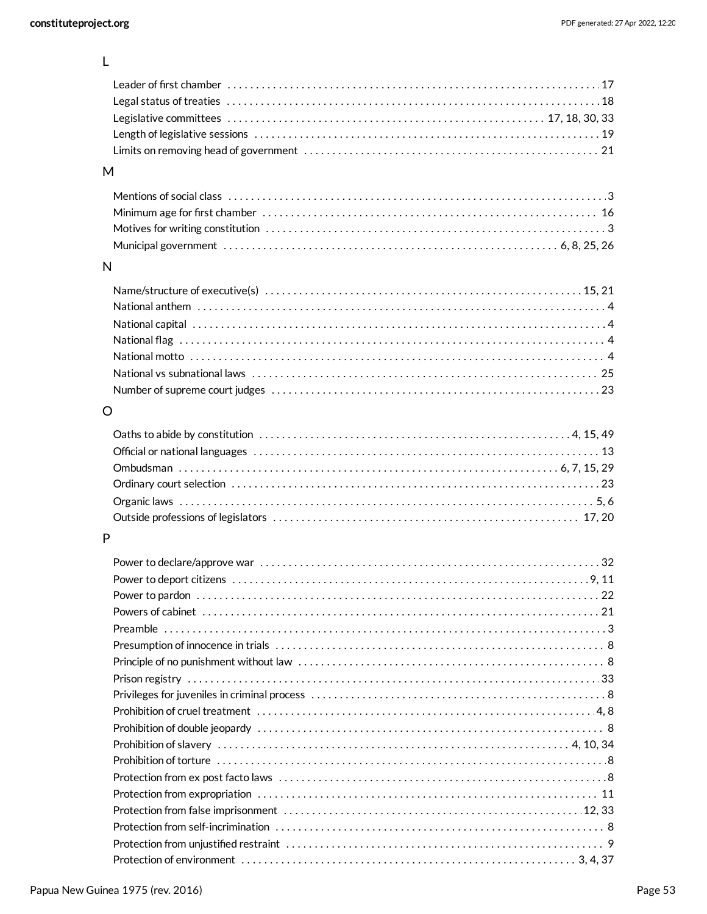## L

- Leader of first chamber ... 17
- Legal status of treaties ... 18
- Legislative committees ... 17, 18, 30, 33
- Length of legislative sessions ... 19
- Limits on removing head of government ... 21

## M

- Mentions of social class ... 3
- Minimum age for first chamber ... 16
- Motives for writing constitution ... 3
- Municipal government ... 6, 8, 25, 26

## N

- Name/structure of executive(s) ... 15, 21
- National anthem ... 4
- National capital ... 4
- National flag ... 4
- National motto ... 4
- National vs subnational laws ... 25
- Number of supreme court judges ... 23

## O

- Oaths to abide by constitution ... 4, 15, 49
- Official or national languages ... 13
- Ombudsman ... 6, 7, 15, 29
- Ordinary court selection ... 23
- Organic laws ... 5, 6
- Outside professions of legislators ... 17, 20

## P

- Power to declare/approve war ... 32
- Power to deport citizens ... 9, 11
- Power to pardon ... 22
- Powers of cabinet ... 21
- Preamble ... 3
- Presumption of innocence in trials ... 8
- Principle of no punishment without law ... 8
- Prison registry ... 33
- Privileges for juveniles in criminal process ... 8
- Prohibition of cruel treatment ... 4, 8
- Prohibition of double jeopardy ... 8
- Prohibition of slavery ... 4, 10, 34
- Prohibition of torture ... 8
- Protection from ex post facto laws ... 8
- Protection from expropriation ... 11
- Protection from false imprisonment ... 12, 33
- Protection from self-incrimination ... 8
- Protection from unjustified restraint ... 9
- Protection of environment ... 3, 4, 37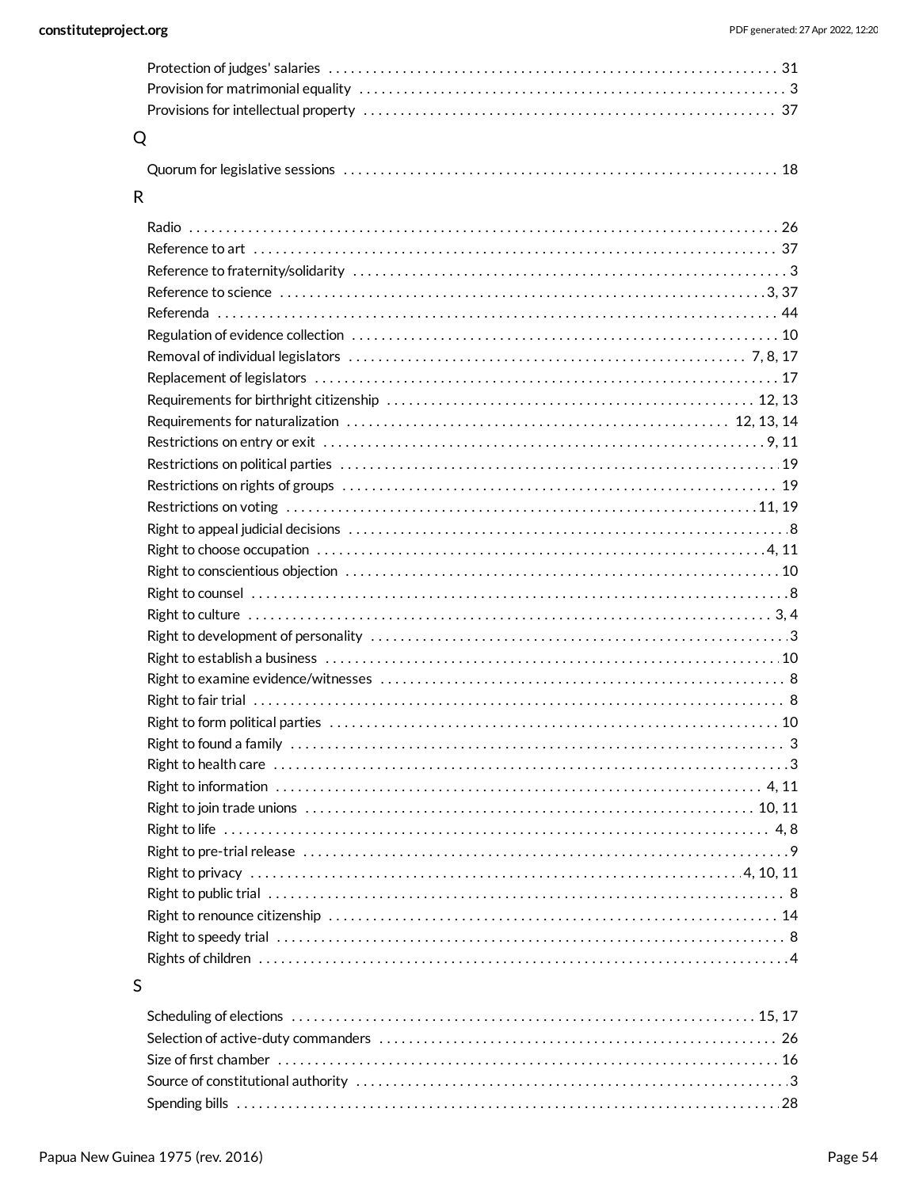Protection of judges' salaries . . . . . . . . . . 31
Provision for matrimonial equality . . . . . . . . . . 3
Provisions for intellectual property . . . . . . . . . . 37

## Q

Quorum for legislative sessions . . . . . . . . . . 18

## R

Radio . . . . . . . . . . 26
Reference to art . . . . . . . . . . 37
Reference to fraternity/solidarity . . . . . . . . . . 3
Reference to science . . . . . . . . . . 3, 37
Referenda . . . . . . . . . . 44
Regulation of evidence collection . . . . . . . . . . 10
Removal of individual legislators . . . . . . . . . . 7, 8, 17
Replacement of legislators . . . . . . . . . . 17
Requirements for birthright citizenship . . . . . . . . . . 12, 13
Requirements for naturalization . . . . . . . . . . 12, 13, 14
Restrictions on entry or exit . . . . . . . . . . 9, 11
Restrictions on political parties . . . . . . . . . . 19
Restrictions on rights of groups . . . . . . . . . . 19
Restrictions on voting . . . . . . . . . . 11, 19
Right to appeal judicial decisions . . . . . . . . . . 8
Right to choose occupation . . . . . . . . . . 4, 11
Right to conscientious objection . . . . . . . . . . 10
Right to counsel . . . . . . . . . . 8
Right to culture . . . . . . . . . . 3, 4
Right to development of personality . . . . . . . . . . 3
Right to establish a business . . . . . . . . . . 10
Right to examine evidence/witnesses . . . . . . . . . . 8
Right to fair trial . . . . . . . . . . 8
Right to form political parties . . . . . . . . . . 10
Right to found a family . . . . . . . . . . 3
Right to health care . . . . . . . . . . 3
Right to information . . . . . . . . . . 4, 11
Right to join trade unions . . . . . . . . . . 10, 11
Right to life . . . . . . . . . . 4, 8
Right to pre-trial release . . . . . . . . . . 9
Right to privacy . . . . . . . . . . 4, 10, 11
Right to public trial . . . . . . . . . . 8
Right to renounce citizenship . . . . . . . . . . 14
Right to speedy trial . . . . . . . . . . 8
Rights of children . . . . . . . . . . 4

## S

Scheduling of elections . . . . . . . . . . 15, 17
Selection of active-duty commanders . . . . . . . . . . 26
Size of first chamber . . . . . . . . . . 16
Source of constitutional authority . . . . . . . . . . 3
Spending bills . . . . . . . . . . 28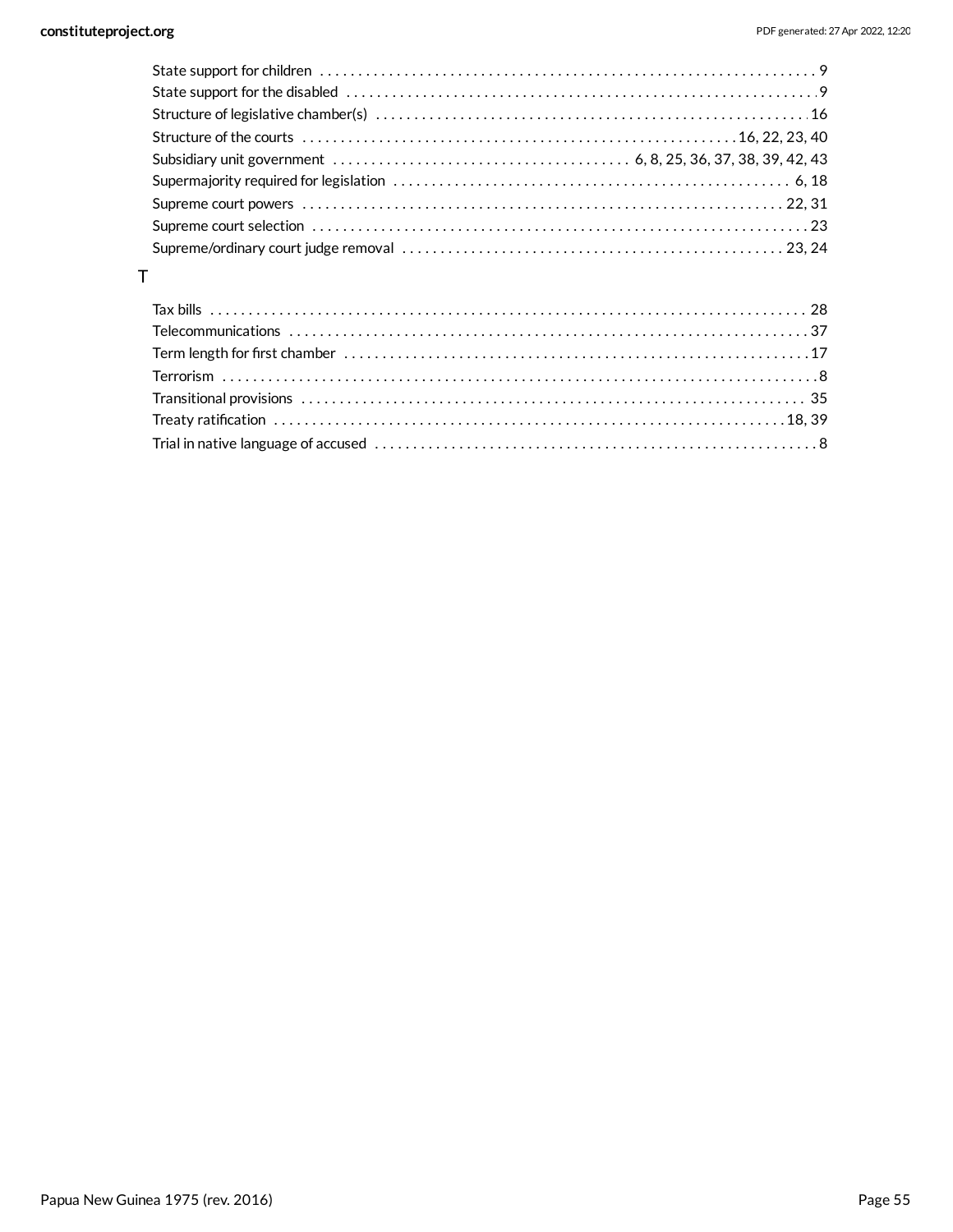State support for children . . . . . . . . . . . . . . . . . . . . . . . . . . . . . . . . . . . . . . . . . . . . . . . . . . . . . . . . . . . . . . . . . 9
State support for the disabled . . . . . . . . . . . . . . . . . . . . . . . . . . . . . . . . . . . . . . . . . . . . . . . . . . . . . . . . . . . . . . 9
Structure of legislative chamber(s) . . . . . . . . . . . . . . . . . . . . . . . . . . . . . . . . . . . . . . . . . . . . . . . . . . . . . . . . . 16
Structure of the courts . . . . . . . . . . . . . . . . . . . . . . . . . . . . . . . . . . . . . . . . . . . . . . . . . . . . . 16, 22, 23, 40
Subsidiary unit government . . . . . . . . . . . . . . . . . . . . . . . . . . . . . . . . . . . . . . . 6, 8, 25, 36, 37, 38, 39, 42, 43
Supermajority required for legislation . . . . . . . . . . . . . . . . . . . . . . . . . . . . . . . . . . . . . . . . . . . . . . . . . . . . 6, 18
Supreme court powers . . . . . . . . . . . . . . . . . . . . . . . . . . . . . . . . . . . . . . . . . . . . . . . . . . . . . . . . . . . . . . . 22, 31
Supreme court selection . . . . . . . . . . . . . . . . . . . . . . . . . . . . . . . . . . . . . . . . . . . . . . . . . . . . . . . . . . . . . . . . . . 23
Supreme/ordinary court judge removal . . . . . . . . . . . . . . . . . . . . . . . . . . . . . . . . . . . . . . . . . . . . . . . . . . 23, 24

T

Tax bills . . . . . . . . . . . . . . . . . . . . . . . . . . . . . . . . . . . . . . . . . . . . . . . . . . . . . . . . . . . . . . . . . . . . . . . . . . . . . 28
Telecommunications . . . . . . . . . . . . . . . . . . . . . . . . . . . . . . . . . . . . . . . . . . . . . . . . . . . . . . . . . . . . . . . . . . . . 37
Term length for first chamber . . . . . . . . . . . . . . . . . . . . . . . . . . . . . . . . . . . . . . . . . . . . . . . . . . . . . . . . . . . . 17
Terrorism . . . . . . . . . . . . . . . . . . . . . . . . . . . . . . . . . . . . . . . . . . . . . . . . . . . . . . . . . . . . . . . . . . . . . . . . . . . . . 8
Transitional provisions . . . . . . . . . . . . . . . . . . . . . . . . . . . . . . . . . . . . . . . . . . . . . . . . . . . . . . . . . . . . . . . . . 35
Treaty ratification . . . . . . . . . . . . . . . . . . . . . . . . . . . . . . . . . . . . . . . . . . . . . . . . . . . . . . . . . . . . . . . . . . 18, 39
Trial in native language of accused . . . . . . . . . . . . . . . . . . . . . . . . . . . . . . . . . . . . . . . . . . . . . . . . . . . . . . . . 8